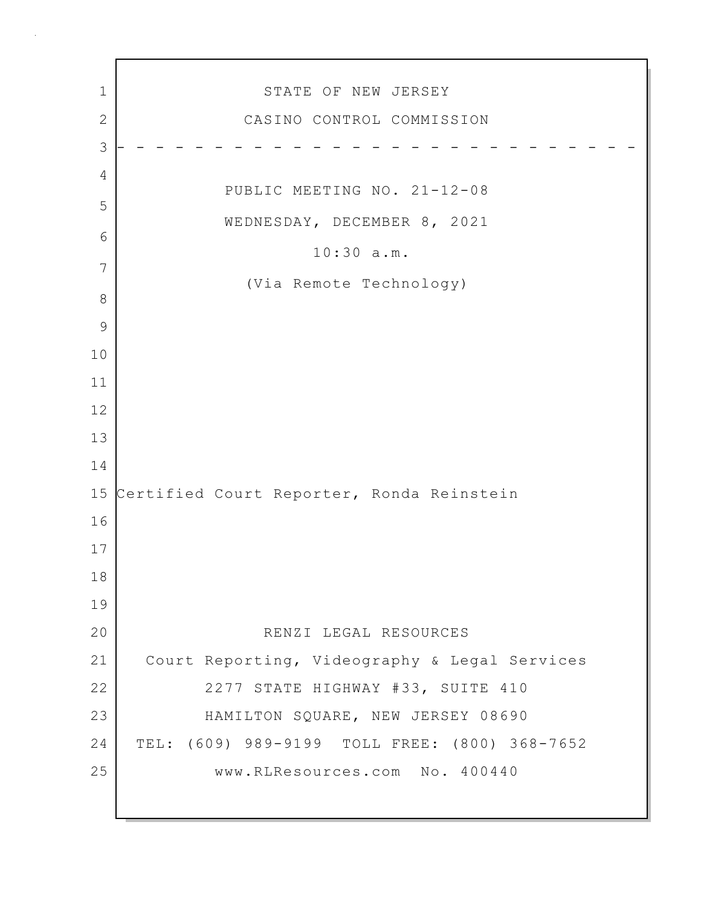STATE OF NEW JERSEY

CASINO CONTROL COMMISSION

- - - - - - - - - - - - - - - - - - - - - - - - - - - -

PUBLIC MEETING NO. 21-12-08

WEDNESDAY, DECEMBER 8, 2021

10:30 a.m.

(Via Remote Technology)

Certified Court Reporter, Ronda Reinstein

RENZI LEGAL RESOURCES

Court Reporting, Videography & Legal Services

2277 STATE HIGHWAY #33, SUITE 410

HAMILTON SQUARE, NEW JERSEY 08690

TEL: (609) 989-9199 TOLL FREE: (800) 368-7652

www.RLResources.com No. 400440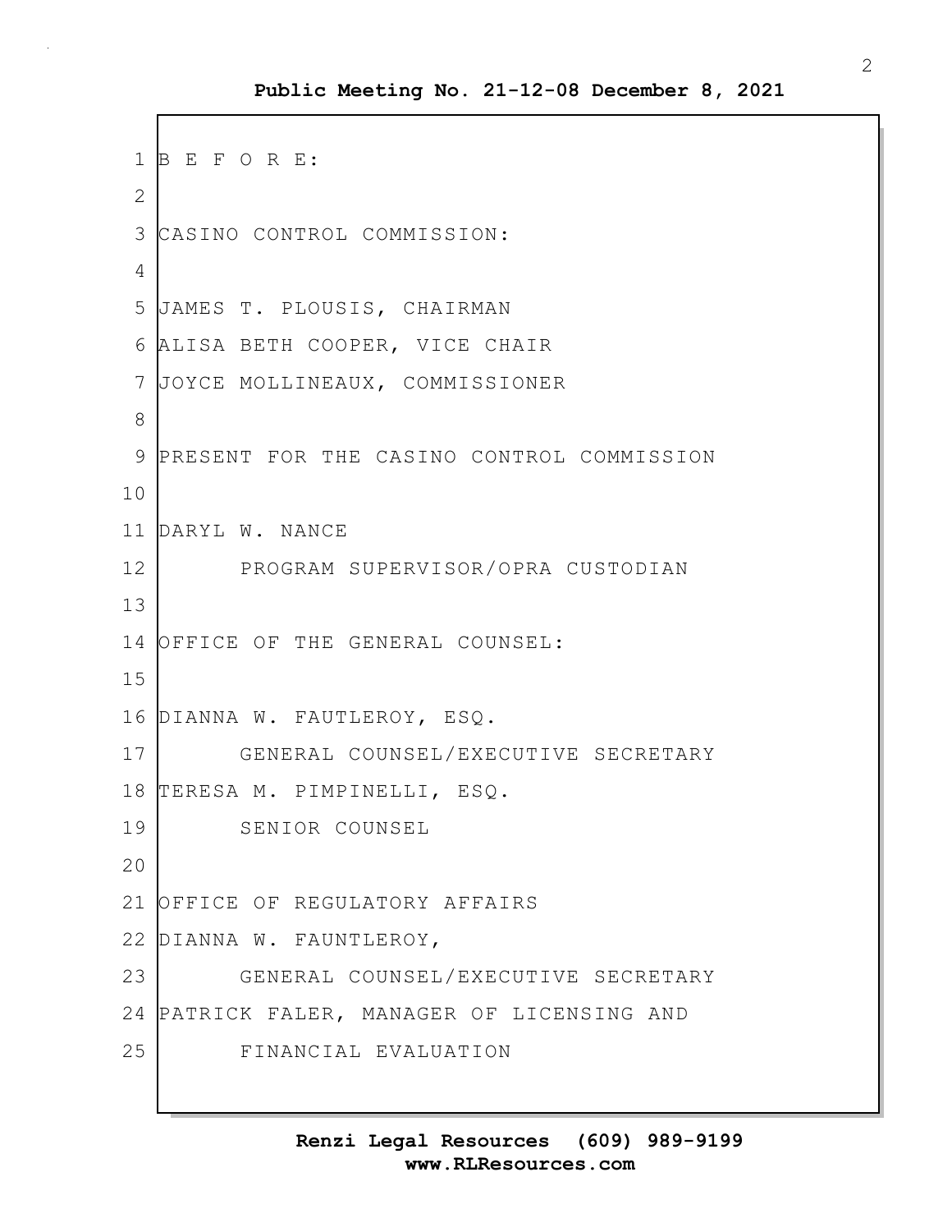B E F O R E:

CASINO CONTROL COMMISSION:

JAMES T. PLOUSIS, CHAIRMAN
ALISA BETH COOPER, VICE CHAIR
JOYCE MOLLINEAUX, COMMISSIONER

PRESENT FOR THE CASINO CONTROL COMMISSION

DARYL W. NANCE
PROGRAM SUPERVISOR/OPRA CUSTODIAN

OFFICE OF THE GENERAL COUNSEL:

DIANNA W. FAUTLEROY, ESQ.
GENERAL COUNSEL/EXECUTIVE SECRETARY
TERESA M. PIMPINELLI, ESQ.
SENIOR COUNSEL

OFFICE OF REGULATORY AFFAIRS
DIANNA W. FAUNTLEROY,
GENERAL COUNSEL/EXECUTIVE SECRETARY
PATRICK FALER, MANAGER OF LICENSING AND
FINANCIAL EVALUATION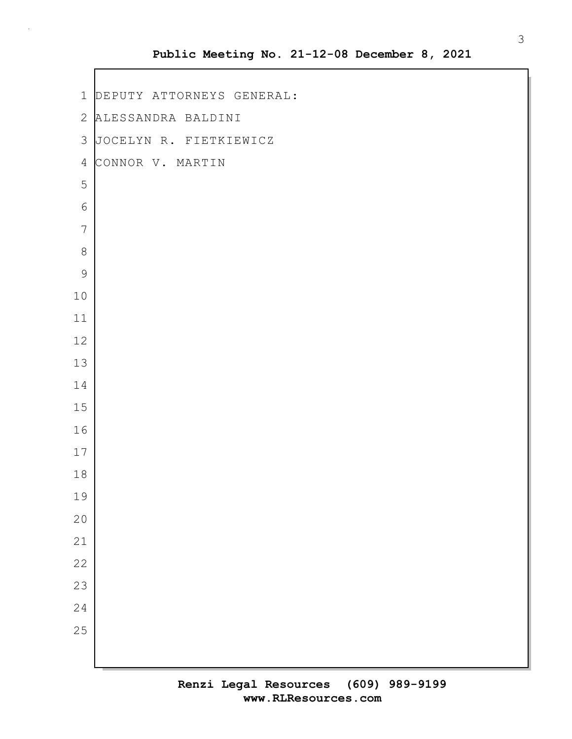DEPUTY ATTORNEYS GENERAL:
ALESSANDRA BALDINI
JOCELYN R. FIETKIEWICZ
CONNOR V. MARTIN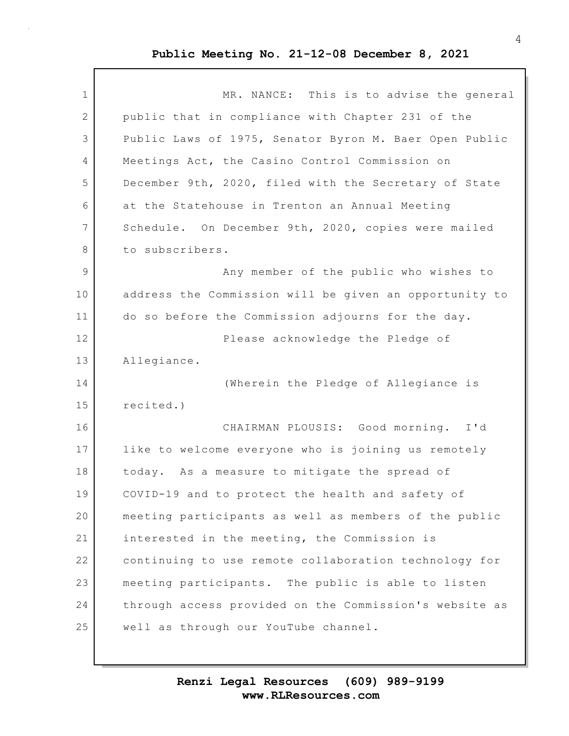MR. NANCE: This is to advise the general public that in compliance with Chapter 231 of the Public Laws of 1975, Senator Byron M. Baer Open Public Meetings Act, the Casino Control Commission on December 9th, 2020, filed with the Secretary of State at the Statehouse in Trenton an Annual Meeting Schedule. On December 9th, 2020, copies were mailed to subscribers.

Any member of the public who wishes to address the Commission will be given an opportunity to do so before the Commission adjourns for the day.

Please acknowledge the Pledge of Allegiance.

(Wherein the Pledge of Allegiance is recited.)

CHAIRMAN PLOUSIS: Good morning. I'd like to welcome everyone who is joining us remotely today. As a measure to mitigate the spread of COVID-19 and to protect the health and safety of meeting participants as well as members of the public interested in the meeting, the Commission is continuing to use remote collaboration technology for meeting participants. The public is able to listen through access provided on the Commission's website as well as through our YouTube channel.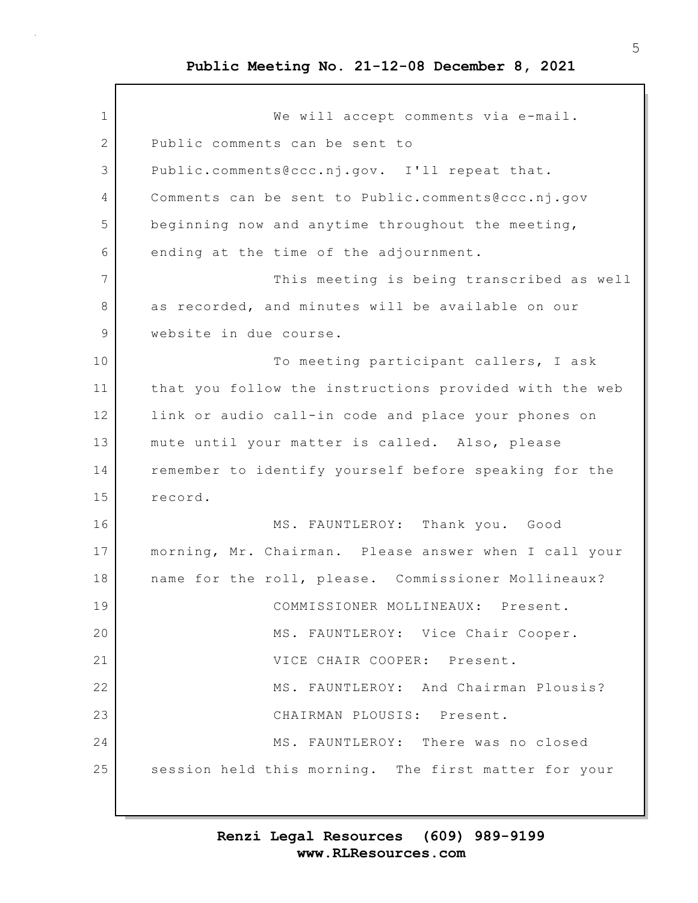We will accept comments via e-mail. Public comments can be sent to Public.comments@ccc.nj.gov. I'll repeat that. Comments can be sent to Public.comments@ccc.nj.gov beginning now and anytime throughout the meeting, ending at the time of the adjournment.

This meeting is being transcribed as well as recorded, and minutes will be available on our website in due course.

To meeting participant callers, I ask that you follow the instructions provided with the web link or audio call-in code and place your phones on mute until your matter is called. Also, please remember to identify yourself before speaking for the record.

MS. FAUNTLEROY: Thank you. Good morning, Mr. Chairman. Please answer when I call your name for the roll, please. Commissioner Mollineaux?

COMMISSIONER MOLLINEAUX: Present.

MS. FAUNTLEROY: Vice Chair Cooper.

VICE CHAIR COOPER: Present.

MS. FAUNTLEROY: And Chairman Plousis?

CHAIRMAN PLOUSIS: Present.

MS. FAUNTLEROY: There was no closed session held this morning. The first matter for your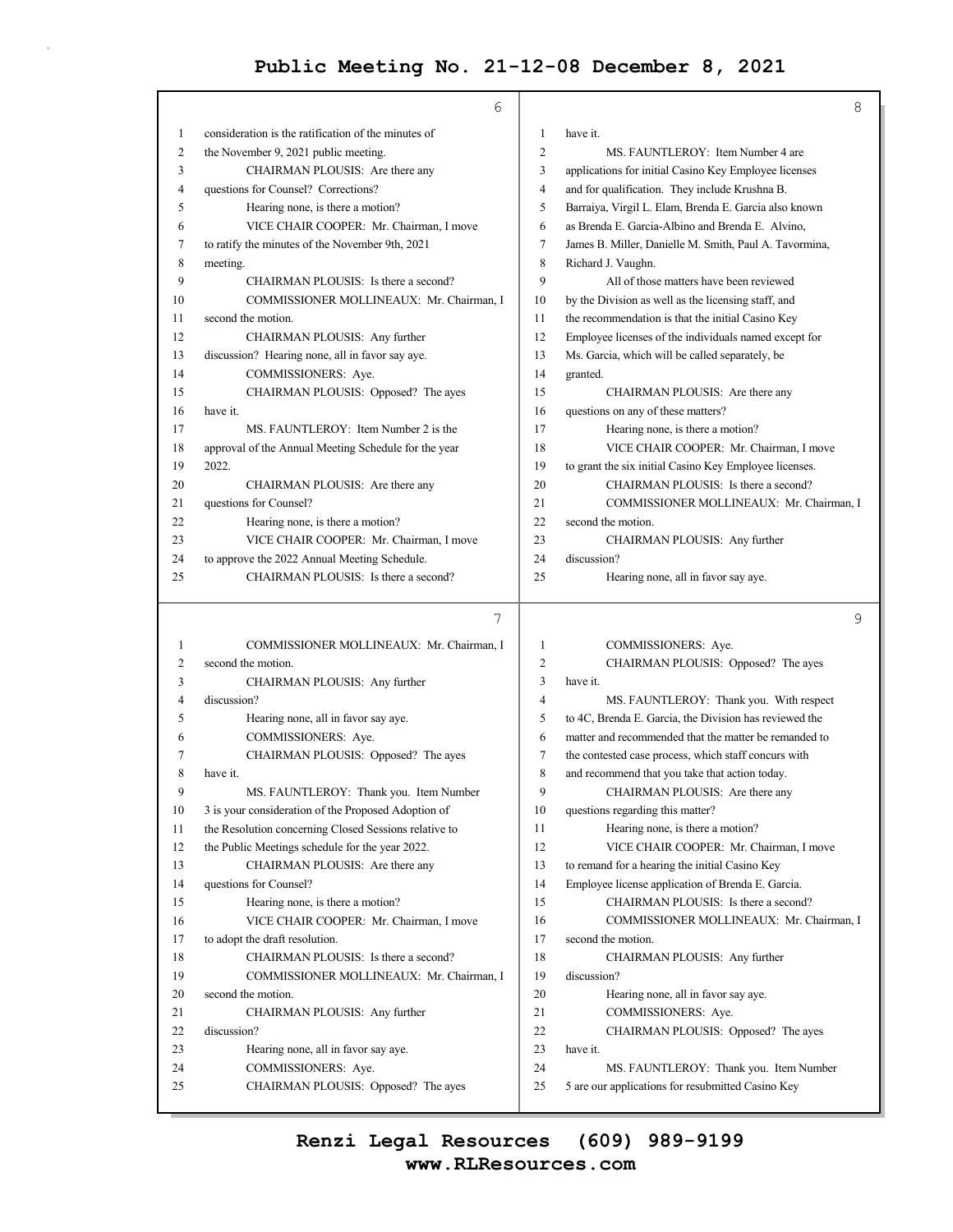consideration is the ratification of the minutes of the November 9, 2021 public meeting.

CHAIRMAN PLOUSIS: Are there any questions for Counsel? Corrections?

Hearing none, is there a motion?

VICE CHAIR COOPER: Mr. Chairman, I move to ratify the minutes of the November 9th, 2021 meeting.

CHAIRMAN PLOUSIS: Is there a second?

COMMISSIONER MOLLINEAUX: Mr. Chairman, I second the motion.

CHAIRMAN PLOUSIS: Any further discussion? Hearing none, all in favor say aye.

COMMISSIONERS: Aye.

CHAIRMAN PLOUSIS: Opposed? The ayes have it.

MS. FAUNTLEROY: Item Number 2 is the approval of the Annual Meeting Schedule for the year 2022.

CHAIRMAN PLOUSIS: Are there any questions for Counsel?

Hearing none, is there a motion?

VICE CHAIR COOPER: Mr. Chairman, I move to approve the 2022 Annual Meeting Schedule.

CHAIRMAN PLOUSIS: Is there a second?

COMMISSIONER MOLLINEAUX: Mr. Chairman, I second the motion.

CHAIRMAN PLOUSIS: Any further discussion?

Hearing none, all in favor say aye.

COMMISSIONERS: Aye.

CHAIRMAN PLOUSIS: Opposed? The ayes have it.

MS. FAUNTLEROY: Thank you. Item Number 3 is your consideration of the Proposed Adoption of the Resolution concerning Closed Sessions relative to the Public Meetings schedule for the year 2022.

CHAIRMAN PLOUSIS: Are there any questions for Counsel?

Hearing none, is there a motion?

VICE CHAIR COOPER: Mr. Chairman, I move to adopt the draft resolution.

CHAIRMAN PLOUSIS: Is there a second?

COMMISSIONER MOLLINEAUX: Mr. Chairman, I second the motion.

CHAIRMAN PLOUSIS: Any further discussion?

Hearing none, all in favor say aye.

COMMISSIONERS: Aye.

CHAIRMAN PLOUSIS: Opposed? The ayes have it.

MS. FAUNTLEROY: Item Number 4 are applications for initial Casino Key Employee licenses and for qualification. They include Krushna B. Barraiya, Virgil L. Elam, Brenda E. Garcia also known as Brenda E. Garcia-Albino and Brenda E. Alvino, James B. Miller, Danielle M. Smith, Paul A. Tavormina, Richard J. Vaughn.

All of those matters have been reviewed by the Division as well as the licensing staff, and the recommendation is that the initial Casino Key Employee licenses of the individuals named except for Ms. Garcia, which will be called separately, be granted.

CHAIRMAN PLOUSIS: Are there any questions on any of these matters?

Hearing none, is there a motion?

VICE CHAIR COOPER: Mr. Chairman, I move to grant the six initial Casino Key Employee licenses.

CHAIRMAN PLOUSIS: Is there a second?

COMMISSIONER MOLLINEAUX: Mr. Chairman, I second the motion.

CHAIRMAN PLOUSIS: Any further discussion?

Hearing none, all in favor say aye.

COMMISSIONERS: Aye.

CHAIRMAN PLOUSIS: Opposed? The ayes have it.

MS. FAUNTLEROY: Thank you. With respect to 4C, Brenda E. Garcia, the Division has reviewed the matter and recommended that the matter be remanded to the contested case process, which staff concurs with and recommend that you take that action today.

CHAIRMAN PLOUSIS: Are there any questions regarding this matter?

Hearing none, is there a motion?

VICE CHAIR COOPER: Mr. Chairman, I move to remand for a hearing the initial Casino Key Employee license application of Brenda E. Garcia.

CHAIRMAN PLOUSIS: Is there a second?

COMMISSIONER MOLLINEAUX: Mr. Chairman, I second the motion.

CHAIRMAN PLOUSIS: Any further discussion?

Hearing none, all in favor say aye.

COMMISSIONERS: Aye.

CHAIRMAN PLOUSIS: Opposed? The ayes have it.

MS. FAUNTLEROY: Thank you. Item Number 5 are our applications for resubmitted Casino Key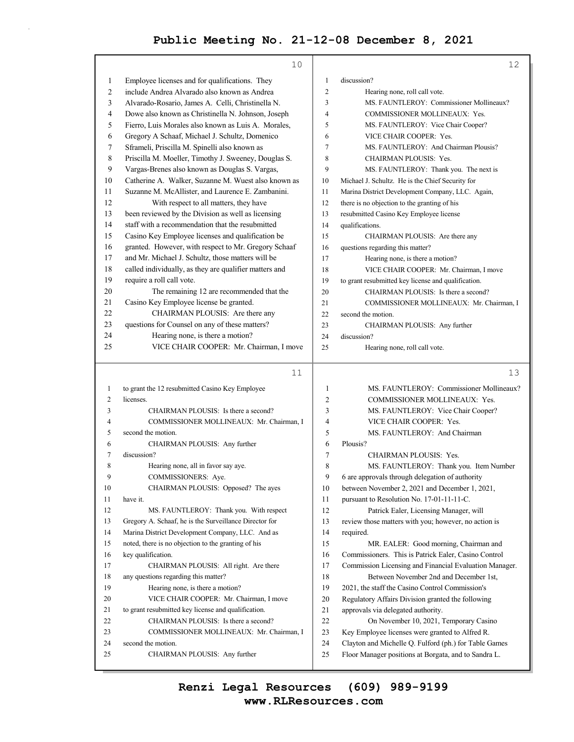Employee licenses and for qualifications. They include Andrea Alvarado also known as Andrea Alvarado-Rosario, James A. Celli, Christinella N. Dowe also known as Christinella N. Johnson, Joseph Fierro, Luis Morales also known as Luis A. Morales, Gregory A Schaaf, Michael J. Schultz, Domenico Sframeli, Priscilla M. Spinelli also known as Priscilla M. Moeller, Timothy J. Sweeney, Douglas S. Vargas-Brenes also known as Douglas S. Vargas, Catherine A. Walker, Suzanne M. Wuest also known as Suzanne M. McAllister, and Laurence E. Zambanini.

With respect to all matters, they have been reviewed by the Division as well as licensing staff with a recommendation that the resubmitted Casino Key Employee licenses and qualification be granted. However, with respect to Mr. Gregory Schaaf and Mr. Michael J. Schultz, those matters will be called individually, as they are qualifier matters and require a roll call vote.

The remaining 12 are recommended that the Casino Key Employee license be granted.

CHAIRMAN PLOUSIS: Are there any questions for Counsel on any of these matters?

Hearing none, is there a motion?

VICE CHAIR COOPER: Mr. Chairman, I move to grant the 12 resubmitted Casino Key Employee licenses.

CHAIRMAN PLOUSIS: Is there a second?

COMMISSIONER MOLLINEAUX: Mr. Chairman, I second the motion.

CHAIRMAN PLOUSIS: Any further discussion?

Hearing none, all in favor say aye.

COMMISSIONERS: Aye.

CHAIRMAN PLOUSIS: Opposed? The ayes have it.

MS. FAUNTLEROY: Thank you. With respect Gregory A. Schaaf, he is the Surveillance Director for Marina District Development Company, LLC. And as noted, there is no objection to the granting of his key qualification.

CHAIRMAN PLOUSIS: All right. Are there any questions regarding this matter?

Hearing none, is there a motion?

VICE CHAIR COOPER: Mr. Chairman, I move to grant resubmitted key license and qualification.

CHAIRMAN PLOUSIS: Is there a second?

COMMISSIONER MOLLINEAUX: Mr. Chairman, I second the motion.

CHAIRMAN PLOUSIS: Any further discussion?

Hearing none, roll call vote.

MS. FAUNTLEROY: Commissioner Mollineaux?

COMMISSIONER MOLLINEAUX: Yes.

MS. FAUNTLEROY: Vice Chair Cooper?

VICE CHAIR COOPER: Yes.

MS. FAUNTLEROY: And Chairman Plousis?

CHAIRMAN PLOUSIS: Yes.

MS. FAUNTLEROY: Thank you. The next is Michael J. Schultz. He is the Chief Security for Marina District Development Company, LLC. Again, there is no objection to the granting of his resubmitted Casino Key Employee license qualifications.

CHAIRMAN PLOUSIS: Are there any questions regarding this matter?

Hearing none, is there a motion?

VICE CHAIR COOPER: Mr. Chairman, I move to grant resubmitted key license and qualification.

CHAIRMAN PLOUSIS: Is there a second?

COMMISSIONER MOLLINEAUX: Mr. Chairman, I second the motion.

CHAIRMAN PLOUSIS: Any further discussion?

Hearing none, roll call vote.

MS. FAUNTLEROY: Commissioner Mollineaux?

COMMISSIONER MOLLINEAUX: Yes.

MS. FAUNTLEROY: Vice Chair Cooper?

VICE CHAIR COOPER: Yes.

MS. FAUNTLEROY: And Chairman Plousis?

CHAIRMAN PLOUSIS: Yes.

MS. FAUNTLEROY: Thank you. Item Number 6 are approvals through delegation of authority between November 2, 2021 and December 1, 2021, pursuant to Resolution No. 17-01-11-11-C.

Patrick Ealer, Licensing Manager, will review those matters with you; however, no action is required.

MR. EALER: Good morning, Chairman and Commissioners. This is Patrick Ealer, Casino Control Commission Licensing and Financial Evaluation Manager.

Between November 2nd and December 1st, 2021, the staff the Casino Control Commission's Regulatory Affairs Division granted the following approvals via delegated authority.

On November 10, 2021, Temporary Casino Key Employee licenses were granted to Alfred R. Clayton and Michelle Q. Fulford (ph.) for Table Games Floor Manager positions at Borgata, and to Sandra L.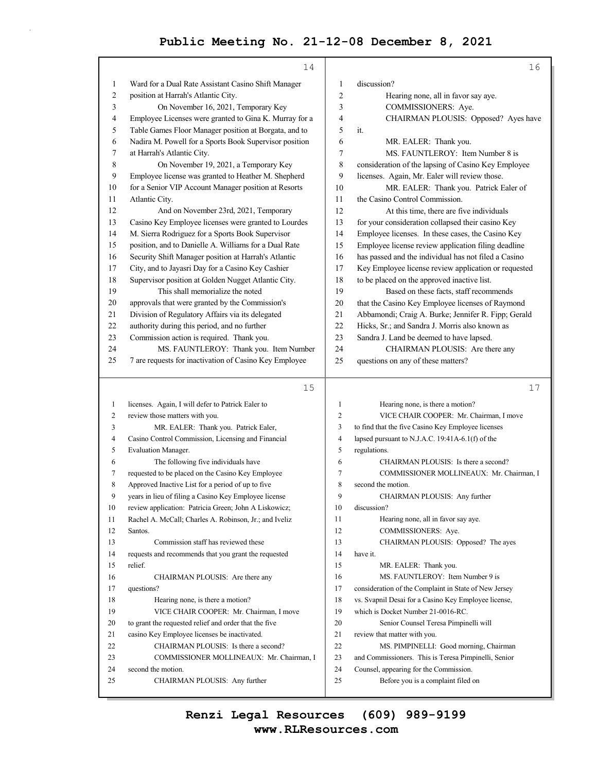Ward for a Dual Rate Assistant Casino Shift Manager position at Harrah's Atlantic City.

On November 16, 2021, Temporary Key Employee Licenses were granted to Gina K. Murray for a Table Games Floor Manager position at Borgata, and to Nadira M. Powell for a Sports Book Supervisor position at Harrah's Atlantic City.

On November 19, 2021, a Temporary Key Employee license was granted to Heather M. Shepherd for a Senior VIP Account Manager position at Resorts Atlantic City.

And on November 23rd, 2021, Temporary Casino Key Employee licenses were granted to Lourdes M. Sierra Rodriguez for a Sports Book Supervisor position, and to Danielle A. Williams for a Dual Rate Security Shift Manager position at Harrah's Atlantic City, and to Jayasri Day for a Casino Key Cashier Supervisor position at Golden Nugget Atlantic City.

This shall memorialize the noted approvals that were granted by the Commission's Division of Regulatory Affairs via its delegated authority during this period, and no further Commission action is required. Thank you.

MS. FAUNTLEROY: Thank you. Item Number 7 are requests for inactivation of Casino Key Employee licenses. Again, I will defer to Patrick Ealer to review those matters with you.

MR. EALER: Thank you. Patrick Ealer, Casino Control Commission, Licensing and Financial Evaluation Manager.

The following five individuals have requested to be placed on the Casino Key Employee Approved Inactive List for a period of up to five years in lieu of filing a Casino Key Employee license review application: Patricia Green; John A Liskowicz; Rachel A. McCall; Charles A. Robinson, Jr.; and Iveliz Santos.

Commission staff has reviewed these requests and recommends that you grant the requested relief.

CHAIRMAN PLOUSIS: Are there any questions?

Hearing none, is there a motion?

VICE CHAIR COOPER: Mr. Chairman, I move to grant the requested relief and order that the five casino Key Employee licenses be inactivated.

CHAIRMAN PLOUSIS: Is there a second?

COMMISSIONER MOLLINEAUX: Mr. Chairman, I second the motion.

CHAIRMAN PLOUSIS: Any further discussion?

Hearing none, all in favor say aye.

COMMISSIONERS: Aye.

CHAIRMAN PLOUSIS: Opposed? Ayes have it.

MR. EALER: Thank you.

MS. FAUNTLEROY: Item Number 8 is consideration of the lapsing of Casino Key Employee licenses. Again, Mr. Ealer will review those.

MR. EALER: Thank you. Patrick Ealer of the Casino Control Commission.

At this time, there are five individuals for your consideration collapsed their casino Key Employee licenses. In these cases, the Casino Key Employee license review application filing deadline has passed and the individual has not filed a Casino Key Employee license review application or requested to be placed on the approved inactive list.

Based on these facts, staff recommends that the Casino Key Employee licenses of Raymond Abbamondi; Craig A. Burke; Jennifer R. Fipp; Gerald Hicks, Sr.; and Sandra J. Morris also known as Sandra J. Land be deemed to have lapsed.

CHAIRMAN PLOUSIS: Are there any questions on any of these matters?

Hearing none, is there a motion?

VICE CHAIR COOPER: Mr. Chairman, I move to find that the five Casino Key Employee licenses lapsed pursuant to N.J.A.C. 19:41A-6.1(f) of the regulations.

CHAIRMAN PLOUSIS: Is there a second?

COMMISSIONER MOLLINEAUX: Mr. Chairman, I second the motion.

CHAIRMAN PLOUSIS: Any further discussion?

Hearing none, all in favor say aye.

COMMISSIONERS: Aye.

CHAIRMAN PLOUSIS: Opposed? The ayes have it.

MR. EALER: Thank you.

MS. FAUNTLEROY: Item Number 9 is consideration of the Complaint in State of New Jersey vs. Svapnil Desai for a Casino Key Employee license, which is Docket Number 21-0016-RC.

Senior Counsel Teresa Pimpinelli will review that matter with you.

MS. PIMPINELLI: Good morning, Chairman and Commissioners. This is Teresa Pimpinelli, Senior Counsel, appearing for the Commission.

Before you is a complaint filed on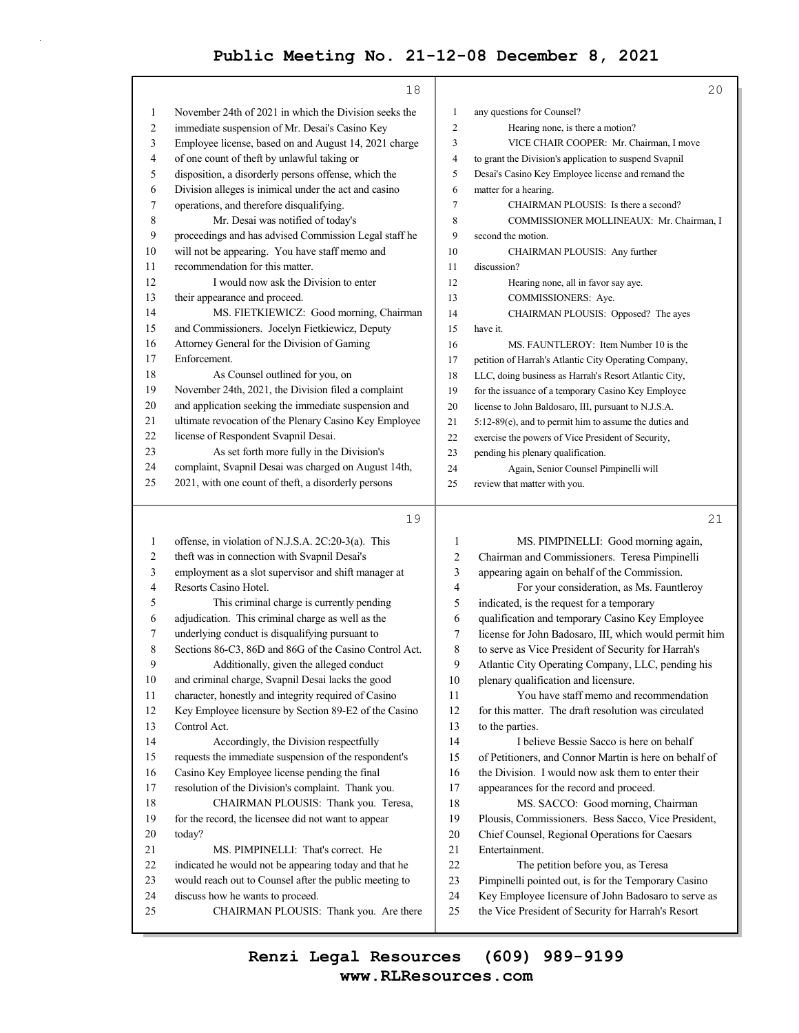November 24th of 2021 in which the Division seeks the immediate suspension of Mr. Desai's Casino Key Employee license, based on and August 14, 2021 charge of one count of theft by unlawful taking or disposition, a disorderly persons offense, which the Division alleges is inimical under the act and casino operations, and therefore disqualifying.

Mr. Desai was notified of today's proceedings and has advised Commission Legal staff he will not be appearing. You have staff memo and recommendation for this matter.

I would now ask the Division to enter their appearance and proceed.

MS. FIETKIEWICZ: Good morning, Chairman and Commissioners. Jocelyn Fietkiewicz, Deputy Attorney General for the Division of Gaming Enforcement.

As Counsel outlined for you, on November 24th, 2021, the Division filed a complaint and application seeking the immediate suspension and ultimate revocation of the Plenary Casino Key Employee license of Respondent Svapnil Desai.

As set forth more fully in the Division's complaint, Svapnil Desai was charged on August 14th, 2021, with one count of theft, a disorderly persons offense, in violation of N.J.S.A. 2C:20-3(a). This theft was in connection with Svapnil Desai's employment as a slot supervisor and shift manager at Resorts Casino Hotel.

This criminal charge is currently pending adjudication. This criminal charge as well as the underlying conduct is disqualifying pursuant to Sections 86-C3, 86D and 86G of the Casino Control Act.

Additionally, given the alleged conduct and criminal charge, Svapnil Desai lacks the good character, honestly and integrity required of Casino Key Employee licensure by Section 89-E2 of the Casino Control Act.

Accordingly, the Division respectfully requests the immediate suspension of the respondent's Casino Key Employee license pending the final resolution of the Division's complaint. Thank you.

CHAIRMAN PLOUSIS: Thank you. Teresa, for the record, the licensee did not want to appear today?

MS. PIMPINELLI: That's correct. He indicated he would not be appearing today and that he would reach out to Counsel after the public meeting to discuss how he wants to proceed.

CHAIRMAN PLOUSIS: Thank you. Are there any questions for Counsel?

Hearing none, is there a motion?

VICE CHAIR COOPER: Mr. Chairman, I move to grant the Division's application to suspend Svapnil Desai's Casino Key Employee license and remand the matter for a hearing.

CHAIRMAN PLOUSIS: Is there a second?

COMMISSIONER MOLLINEAUX: Mr. Chairman, I second the motion.

CHAIRMAN PLOUSIS: Any further discussion?

Hearing none, all in favor say aye.

COMMISSIONERS: Aye.

CHAIRMAN PLOUSIS: Opposed? The ayes have it.

MS. FAUNTLEROY: Item Number 10 is the petition of Harrah's Atlantic City Operating Company, LLC, doing business as Harrah's Resort Atlantic City, for the issuance of a temporary Casino Key Employee license to John Baldosaro, III, pursuant to N.J.S.A. 5:12-89(e), and to permit him to assume the duties and exercise the powers of Vice President of Security, pending his plenary qualification.

Again, Senior Counsel Pimpinelli will review that matter with you.

MS. PIMPINELLI: Good morning again, Chairman and Commissioners. Teresa Pimpinelli appearing again on behalf of the Commission.

For your consideration, as Ms. Fauntleroy indicated, is the request for a temporary qualification and temporary Casino Key Employee license for John Badosaro, III, which would permit him to serve as Vice President of Security for Harrah's Atlantic City Operating Company, LLC, pending his plenary qualification and licensure.

You have staff memo and recommendation for this matter. The draft resolution was circulated to the parties.

I believe Bessie Sacco is here on behalf of Petitioners, and Connor Martin is here on behalf of the Division. I would now ask them to enter their appearances for the record and proceed.

MS. SACCO: Good morning, Chairman Plousis, Commissioners. Bess Sacco, Vice President, Chief Counsel, Regional Operations for Caesars Entertainment.

The petition before you, as Teresa Pimpinelli pointed out, is for the Temporary Casino Key Employee licensure of John Badosaro to serve as the Vice President of Security for Harrah's Resort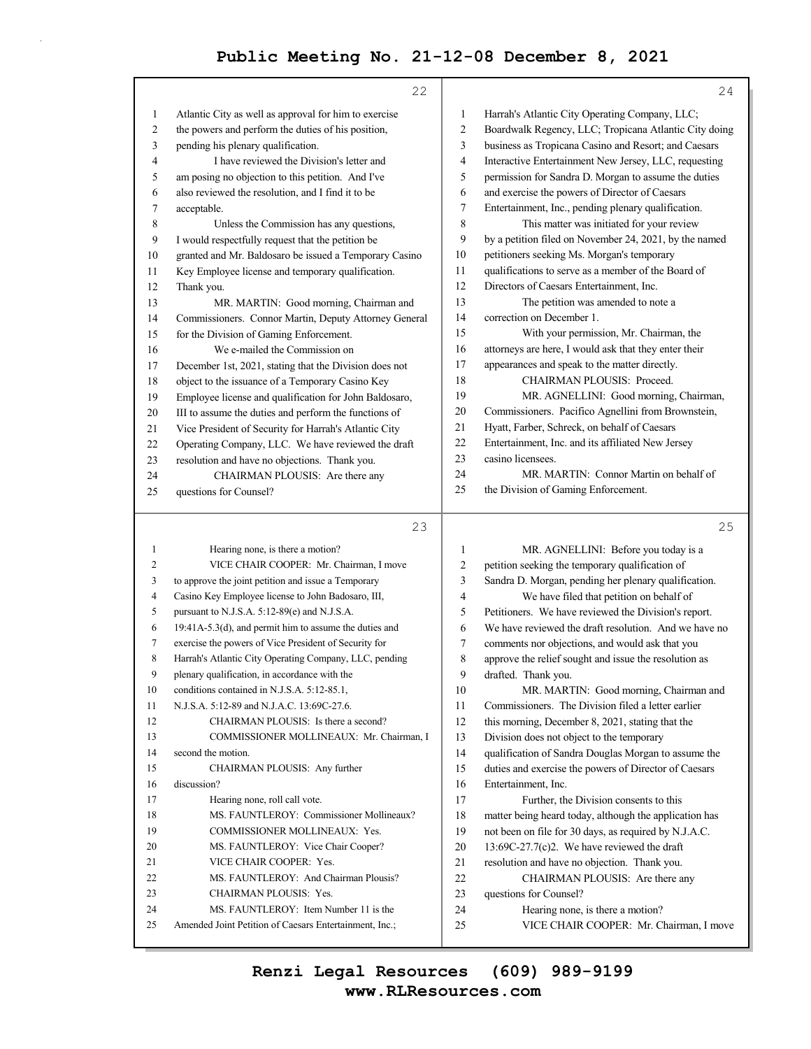Atlantic City as well as approval for him to exercise the powers and perform the duties of his position, pending his plenary qualification.

I have reviewed the Division's letter and am posing no objection to this petition. And I've also reviewed the resolution, and I find it to be acceptable.

Unless the Commission has any questions, I would respectfully request that the petition be granted and Mr. Baldosaro be issued a Temporary Casino Key Employee license and temporary qualification. Thank you.

MR. MARTIN: Good morning, Chairman and Commissioners. Connor Martin, Deputy Attorney General for the Division of Gaming Enforcement.

We e-mailed the Commission on December 1st, 2021, stating that the Division does not object to the issuance of a Temporary Casino Key Employee license and qualification for John Baldosaro, III to assume the duties and perform the functions of Vice President of Security for Harrah's Atlantic City Operating Company, LLC. We have reviewed the draft resolution and have no objections. Thank you.

CHAIRMAN PLOUSIS: Are there any questions for Counsel?

Hearing none, is there a motion?

VICE CHAIR COOPER: Mr. Chairman, I move to approve the joint petition and issue a Temporary Casino Key Employee license to John Badosaro, III, pursuant to N.J.S.A. 5:12-89(e) and N.J.S.A. 19:41A-5.3(d), and permit him to assume the duties and exercise the powers of Vice President of Security for Harrah's Atlantic City Operating Company, LLC, pending plenary qualification, in accordance with the conditions contained in N.J.S.A. 5:12-85.1, N.J.S.A. 5:12-89 and N.J.A.C. 13:69C-27.6.

CHAIRMAN PLOUSIS: Is there a second?

COMMISSIONER MOLLINEAUX: Mr. Chairman, I second the motion.

CHAIRMAN PLOUSIS: Any further discussion?

Hearing none, roll call vote.

MS. FAUNTLEROY: Commissioner Mollineaux?

COMMISSIONER MOLLINEAUX: Yes.

MS. FAUNTLEROY: Vice Chair Cooper?

VICE CHAIR COOPER: Yes.

MS. FAUNTLEROY: And Chairman Plousis?

CHAIRMAN PLOUSIS: Yes.

MS. FAUNTLEROY: Item Number 11 is the Amended Joint Petition of Caesars Entertainment, Inc.; Harrah's Atlantic City Operating Company, LLC; Boardwalk Regency, LLC; Tropicana Atlantic City doing business as Tropicana Casino and Resort; and Caesars Interactive Entertainment New Jersey, LLC, requesting permission for Sandra D. Morgan to assume the duties and exercise the powers of Director of Caesars Entertainment, Inc., pending plenary qualification.

This matter was initiated for your review by a petition filed on November 24, 2021, by the named petitioners seeking Ms. Morgan's temporary qualifications to serve as a member of the Board of Directors of Caesars Entertainment, Inc.

The petition was amended to note a correction on December 1.

With your permission, Mr. Chairman, the attorneys are here, I would ask that they enter their appearances and speak to the matter directly.

CHAIRMAN PLOUSIS: Proceed.

MR. AGNELLINI: Good morning, Chairman, Commissioners. Pacifico Agnellini from Brownstein, Hyatt, Farber, Schreck, on behalf of Caesars Entertainment, Inc. and its affiliated New Jersey casino licensees.

MR. MARTIN: Connor Martin on behalf of the Division of Gaming Enforcement.

MR. AGNELLINI: Before you today is a petition seeking the temporary qualification of Sandra D. Morgan, pending her plenary qualification.

We have filed that petition on behalf of Petitioners. We have reviewed the Division's report. We have reviewed the draft resolution. And we have no comments nor objections, and would ask that you approve the relief sought and issue the resolution as drafted. Thank you.

MR. MARTIN: Good morning, Chairman and Commissioners. The Division filed a letter earlier this morning, December 8, 2021, stating that the Division does not object to the temporary qualification of Sandra Douglas Morgan to assume the duties and exercise the powers of Director of Caesars Entertainment, Inc.

Further, the Division consents to this matter being heard today, although the application has not been on file for 30 days, as required by N.J.A.C. 13:69C-27.7(c)2. We have reviewed the draft resolution and have no objection. Thank you.

CHAIRMAN PLOUSIS: Are there any questions for Counsel?

Hearing none, is there a motion?

VICE CHAIR COOPER: Mr. Chairman, I move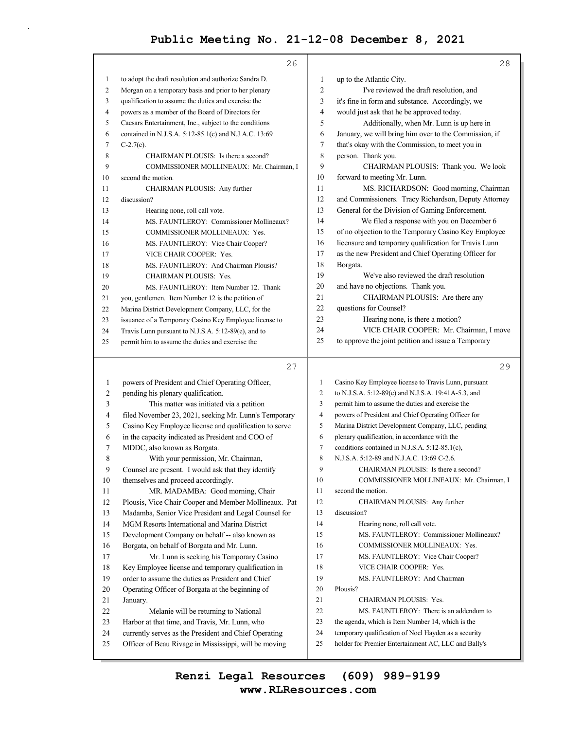26

1 to adopt the draft resolution and authorize Sandra D.
2 Morgan on a temporary basis and prior to her plenary
3 qualification to assume the duties and exercise the
4 powers as a member of the Board of Directors for
5 Caesars Entertainment, Inc., subject to the conditions
6 contained in N.J.S.A. 5:12-85.1(c) and N.J.A.C. 13:69
7 C-2.7(c).
8 CHAIRMAN PLOUSIS: Is there a second?
9 COMMISSIONER MOLLINEAUX: Mr. Chairman, I
10 second the motion.
11 CHAIRMAN PLOUSIS: Any further
12 discussion?
13 Hearing none, roll call vote.
14 MS. FAUNTLEROY: Commissioner Mollineaux?
15 COMMISSIONER MOLLINEAUX: Yes.
16 MS. FAUNTLEROY: Vice Chair Cooper?
17 VICE CHAIR COOPER: Yes.
18 MS. FAUNTLEROY: And Chairman Plousis?
19 CHAIRMAN PLOUSIS: Yes.
20 MS. FAUNTLEROY: Item Number 12. Thank
21 you, gentlemen. Item Number 12 is the petition of
22 Marina District Development Company, LLC, for the
23 issuance of a Temporary Casino Key Employee license to
24 Travis Lunn pursuant to N.J.S.A. 5:12-89(e), and to
25 permit him to assume the duties and exercise the

27

1 powers of President and Chief Operating Officer,
2 pending his plenary qualification.
3 This matter was initiated via a petition
4 filed November 23, 2021, seeking Mr. Lunn's Temporary
5 Casino Key Employee license and qualification to serve
6 in the capacity indicated as President and COO of
7 MDDC, also known as Borgata.
8 With your permission, Mr. Chairman,
9 Counsel are present. I would ask that they identify
10 themselves and proceed accordingly.
11 MR. MADAMBA: Good morning, Chair
12 Plousis, Vice Chair Cooper and Member Mollineaux. Pat
13 Madamba, Senior Vice President and Legal Counsel for
14 MGM Resorts International and Marina District
15 Development Company on behalf -- also known as
16 Borgata, on behalf of Borgata and Mr. Lunn.
17 Mr. Lunn is seeking his Temporary Casino
18 Key Employee license and temporary qualification in
19 order to assume the duties as President and Chief
20 Operating Officer of Borgata at the beginning of
21 January.
22 Melanie will be returning to National
23 Harbor at that time, and Travis, Mr. Lunn, who
24 currently serves as the President and Chief Operating
25 Officer of Beau Rivage in Mississippi, will be moving

28

1 up to the Atlantic City.
2 I've reviewed the draft resolution, and
3 it's fine in form and substance. Accordingly, we
4 would just ask that he be approved today.
5 Additionally, when Mr. Lunn is up here in
6 January, we will bring him over to the Commission, if
7 that's okay with the Commission, to meet you in
8 person. Thank you.
9 CHAIRMAN PLOUSIS: Thank you. We look
10 forward to meeting Mr. Lunn.
11 MS. RICHARDSON: Good morning, Chairman
12 and Commissioners. Tracy Richardson, Deputy Attorney
13 General for the Division of Gaming Enforcement.
14 We filed a response with you on December 6
15 of no objection to the Temporary Casino Key Employee
16 licensure and temporary qualification for Travis Lunn
17 as the new President and Chief Operating Officer for
18 Borgata.
19 We've also reviewed the draft resolution
20 and have no objections. Thank you.
21 CHAIRMAN PLOUSIS: Are there any
22 questions for Counsel?
23 Hearing none, is there a motion?
24 VICE CHAIR COOPER: Mr. Chairman, I move
25 to approve the joint petition and issue a Temporary

29

1 Casino Key Employee license to Travis Lunn, pursuant
2 to N.J.S.A. 5:12-89(e) and N.J.S.A. 19:41A-5.3, and
3 permit him to assume the duties and exercise the
4 powers of President and Chief Operating Officer for
5 Marina District Development Company, LLC, pending
6 plenary qualification, in accordance with the
7 conditions contained in N.J.S.A. 5:12-85.1(c),
8 N.J.S.A. 5:12-89 and N.J.A.C. 13:69 C-2.6.
9 CHAIRMAN PLOUSIS: Is there a second?
10 COMMISSIONER MOLLINEAUX: Mr. Chairman, I
11 second the motion.
12 CHAIRMAN PLOUSIS: Any further
13 discussion?
14 Hearing none, roll call vote.
15 MS. FAUNTLEROY: Commissioner Mollineaux?
16 COMMISSIONER MOLLINEAUX: Yes.
17 MS. FAUNTLEROY: Vice Chair Cooper?
18 VICE CHAIR COOPER: Yes.
19 MS. FAUNTLEROY: And Chairman
20 Plousis?
21 CHAIRMAN PLOUSIS: Yes.
22 MS. FAUNTLEROY: There is an addendum to
23 the agenda, which is Item Number 14, which is the
24 temporary qualification of Noel Hayden as a security
25 holder for Premier Entertainment AC, LLC and Bally's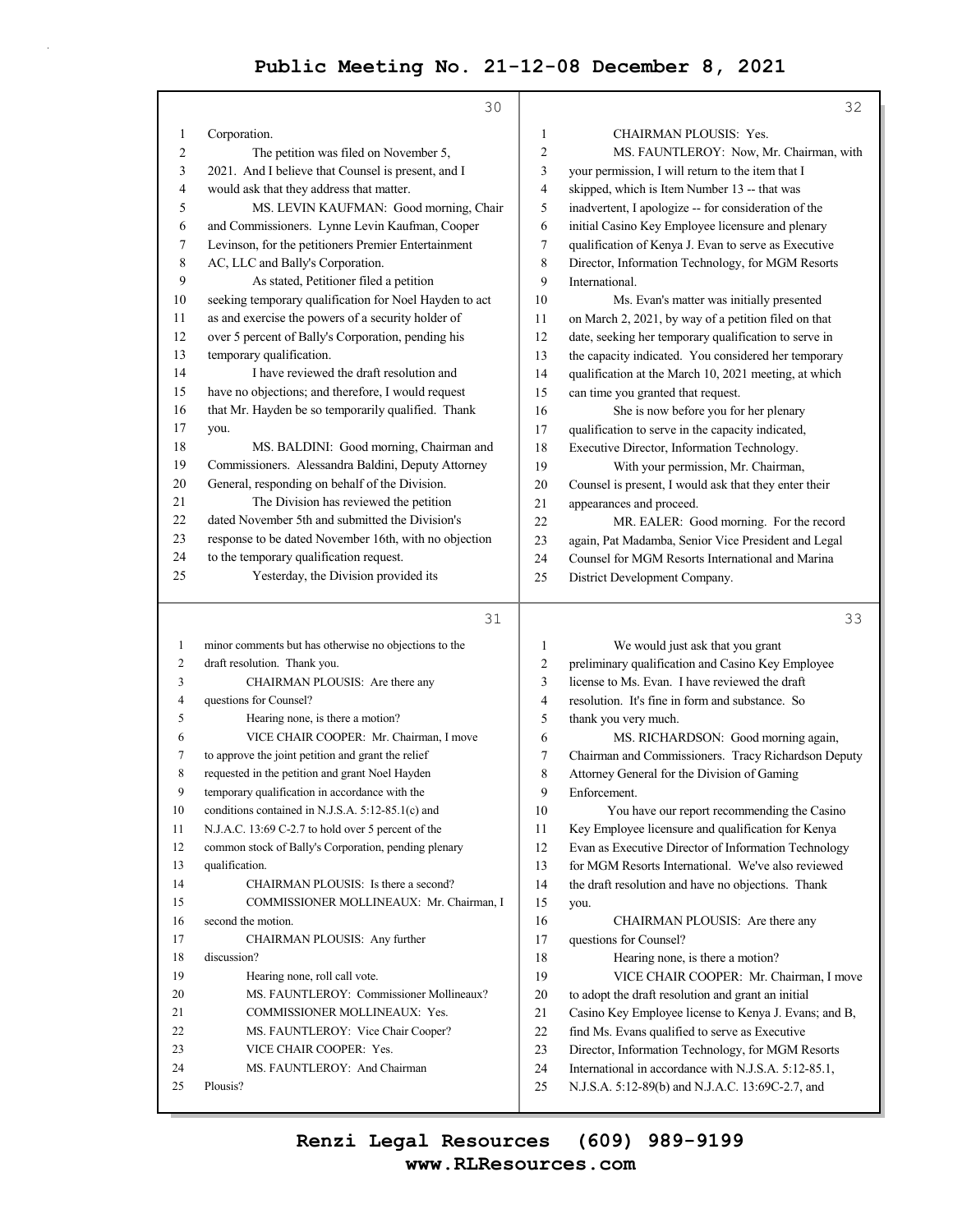Corporation.

The petition was filed on November 5, 2021. And I believe that Counsel is present, and I would ask that they address that matter.

MS. LEVIN KAUFMAN: Good morning, Chair and Commissioners. Lynne Levin Kaufman, Cooper Levinson, for the petitioners Premier Entertainment AC, LLC and Bally's Corporation.

As stated, Petitioner filed a petition seeking temporary qualification for Noel Hayden to act as and exercise the powers of a security holder of over 5 percent of Bally's Corporation, pending his temporary qualification.

I have reviewed the draft resolution and have no objections; and therefore, I would request that Mr. Hayden be so temporarily qualified. Thank you.

MS. BALDINI: Good morning, Chairman and Commissioners. Alessandra Baldini, Deputy Attorney General, responding on behalf of the Division.

The Division has reviewed the petition dated November 5th and submitted the Division's response to be dated November 16th, with no objection to the temporary qualification request.

Yesterday, the Division provided its minor comments but has otherwise no objections to the draft resolution. Thank you.

CHAIRMAN PLOUSIS: Are there any questions for Counsel?

Hearing none, is there a motion?

VICE CHAIR COOPER: Mr. Chairman, I move to approve the joint petition and grant the relief requested in the petition and grant Noel Hayden temporary qualification in accordance with the conditions contained in N.J.S.A. 5:12-85.1(c) and N.J.A.C. 13:69 C-2.7 to hold over 5 percent of the common stock of Bally's Corporation, pending plenary qualification.

CHAIRMAN PLOUSIS: Is there a second?

COMMISSIONER MOLLINEAUX: Mr. Chairman, I second the motion.

CHAIRMAN PLOUSIS: Any further discussion?

Hearing none, roll call vote.

MS. FAUNTLEROY: Commissioner Mollineaux?

COMMISSIONER MOLLINEAUX: Yes.

MS. FAUNTLEROY: Vice Chair Cooper?

VICE CHAIR COOPER: Yes.

MS. FAUNTLEROY: And Chairman Plousis?

CHAIRMAN PLOUSIS: Yes.

MS. FAUNTLEROY: Now, Mr. Chairman, with your permission, I will return to the item that I skipped, which is Item Number 13 -- that was inadvertent, I apologize -- for consideration of the initial Casino Key Employee licensure and plenary qualification of Kenya J. Evan to serve as Executive Director, Information Technology, for MGM Resorts International.

Ms. Evan's matter was initially presented on March 2, 2021, by way of a petition filed on that date, seeking her temporary qualification to serve in the capacity indicated. You considered her temporary qualification at the March 10, 2021 meeting, at which can time you granted that request.

She is now before you for her plenary qualification to serve in the capacity indicated, Executive Director, Information Technology.

With your permission, Mr. Chairman, Counsel is present, I would ask that they enter their appearances and proceed.

MR. EALER: Good morning. For the record again, Pat Madamba, Senior Vice President and Legal Counsel for MGM Resorts International and Marina District Development Company.

We would just ask that you grant preliminary qualification and Casino Key Employee license to Ms. Evan. I have reviewed the draft resolution. It's fine in form and substance. So thank you very much.

MS. RICHARDSON: Good morning again, Chairman and Commissioners. Tracy Richardson Deputy Attorney General for the Division of Gaming Enforcement.

You have our report recommending the Casino Key Employee licensure and qualification for Kenya Evan as Executive Director of Information Technology for MGM Resorts International. We've also reviewed the draft resolution and have no objections. Thank you.

CHAIRMAN PLOUSIS: Are there any questions for Counsel?

Hearing none, is there a motion?

VICE CHAIR COOPER: Mr. Chairman, I move to adopt the draft resolution and grant an initial Casino Key Employee license to Kenya J. Evans; and B, find Ms. Evans qualified to serve as Executive Director, Information Technology, for MGM Resorts International in accordance with N.J.S.A. 5:12-85.1, N.J.S.A. 5:12-89(b) and N.J.A.C. 13:69C-2.7, and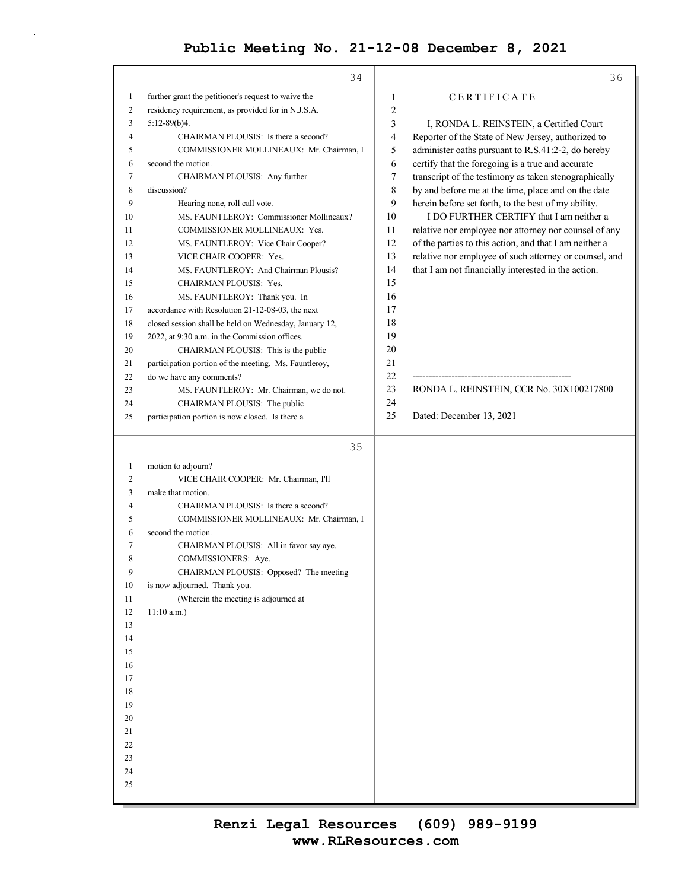further grant the petitioner's request to waive the residency requirement, as provided for in N.J.S.A. 5:12-89(b)4.

CHAIRMAN PLOUSIS: Is there a second?

COMMISSIONER MOLLINEAUX: Mr. Chairman, I second the motion.

CHAIRMAN PLOUSIS: Any further discussion?

Hearing none, roll call vote.

MS. FAUNTLEROY: Commissioner Mollineaux?

COMMISSIONER MOLLINEAUX: Yes.

MS. FAUNTLEROY: Vice Chair Cooper?

VICE CHAIR COOPER: Yes.

MS. FAUNTLEROY: And Chairman Plousis?

CHAIRMAN PLOUSIS: Yes.

MS. FAUNTLEROY: Thank you. In accordance with Resolution 21-12-08-03, the next closed session shall be held on Wednesday, January 12, 2022, at 9:30 a.m. in the Commission offices.

CHAIRMAN PLOUSIS: This is the public participation portion of the meeting. Ms. Fauntleroy, do we have any comments?

MS. FAUNTLEROY: Mr. Chairman, we do not.

CHAIRMAN PLOUSIS: The public participation portion is now closed. Is there a motion to adjourn?

VICE CHAIR COOPER: Mr. Chairman, I'll make that motion.

CHAIRMAN PLOUSIS: Is there a second?

COMMISSIONER MOLLINEAUX: Mr. Chairman, I second the motion.

CHAIRMAN PLOUSIS: All in favor say aye.

COMMISSIONERS: Aye.

CHAIRMAN PLOUSIS: Opposed? The meeting is now adjourned. Thank you.

(Wherein the meeting is adjourned at 11:10 a.m.)

C E R T I F I C A T E

I, RONDA L. REINSTEIN, a Certified Court Reporter of the State of New Jersey, authorized to administer oaths pursuant to R.S.41:2-2, do hereby certify that the foregoing is a true and accurate transcript of the testimony as taken stenographically by and before me at the time, place and on the date herein before set forth, to the best of my ability.

I DO FURTHER CERTIFY that I am neither a relative nor employee nor attorney nor counsel of any of the parties to this action, and that I am neither a relative nor employee of such attorney or counsel, and that I am not financially interested in the action.

-------------------------------------------------

RONDA L. REINSTEIN, CCR No. 30X100217800

Dated: December 13, 2021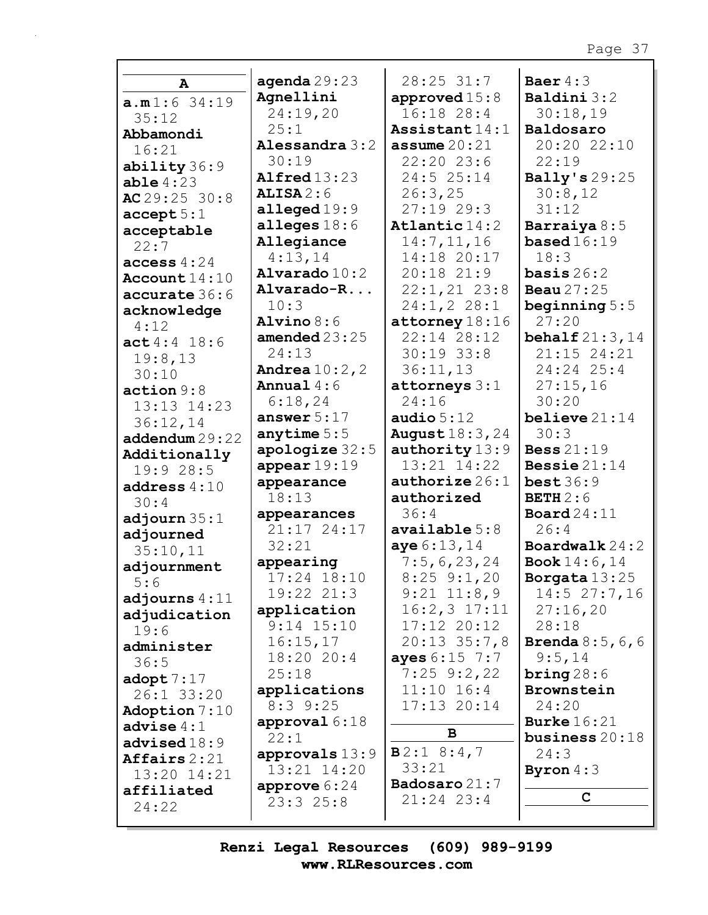## A

**a.m** 1:6 34:19 35:12
**Abbamondi** 16:21
**ability** 36:9
**able** 4:23
**AC** 29:25 30:8
**accept** 5:1
**acceptable** 22:7
**access** 4:24
**Account** 14:10
**accurate** 36:6
**acknowledge** 4:12
**act** 4:4 18:6 19:8,13 30:10
**action** 9:8 13:13 14:23 36:12,14
**addendum** 29:22
**Additionally** 19:9 28:5
**address** 4:10 30:4
**adjourn** 35:1
**adjourned** 35:10,11
**adjournment** 5:6
**adjourns** 4:11
**adjudication** 19:6
**administer** 36:5
**adopt** 7:17 26:1 33:20
**Adoption** 7:10
**advise** 4:1
**advised** 18:9
**Affairs** 2:21 13:20 14:21
**affiliated** 24:22
**agenda** 29:23
**Agnellini** 24:19,20 25:1
**Alessandra** 3:2 30:19
**Alfred** 13:23
**ALISA** 2:6
**alleged** 19:9
**alleges** 18:6
**Allegiance** 4:13,14
**Alvarado** 10:2
**Alvarado-R...** 10:3
**Alvino** 8:6
**amended** 23:25 24:13
**Andrea** 10:2,2
**Annual** 4:6 6:18,24
**answer** 5:17
**anytime** 5:5
**apologize** 32:5
**appear** 19:19
**appearance** 18:13
**appearances** 21:17 24:17 32:21
**appearing** 17:24 18:10 19:22 21:3
**application** 9:14 15:10 16:15,17 18:20 20:4 25:18
**applications** 8:3 9:25
**approval** 6:18 22:1
**approvals** 13:9 13:21 14:20
**approve** 6:24 23:3 25:8 28:25 31:7
**approved** 15:8 16:18 28:4
**Assistant** 14:1
**assume** 20:21 22:20 23:6 24:5 25:14 26:3,25 27:19 29:3
**Atlantic** 14:2 14:7,11,16 14:18 20:17 20:18 21:9 22:1,21 23:8 24:1,2 28:1
**attorney** 18:16 22:14 28:12 30:19 33:8 36:11,13
**attorneys** 3:1 24:16
**audio** 5:12
**August** 18:3,24
**authority** 13:9 13:21 14:22
**authorize** 26:1
**authorized** 36:4
**available** 5:8
**aye** 6:13,14 7:5,6,23,24 8:25 9:1,20 9:21 11:8,9 16:2,3 17:11 17:12 20:12 20:13 35:7,8
**ayes** 6:15 7:7 7:25 9:2,22 11:10 16:4 17:13 20:14

## B

**B** 2:1 8:4,7 33:21
**Badosaro** 21:7 21:24 23:4
**Baer** 4:3
**Baldini** 3:2 30:18,19
**Baldosaro** 20:20 22:10 22:19
**Bally's** 29:25 30:8,12 31:12
**Barraiya** 8:5
**based** 16:19 18:3
**basis** 26:2
**Beau** 27:25
**beginning** 5:5 27:20
**behalf** 21:3,14 21:15 24:21 24:24 25:4 27:15,16 30:20
**believe** 21:14 30:3
**Bess** 21:19
**Bessie** 21:14
**best** 36:9
**BETH** 2:6
**Board** 24:11 26:4
**Boardwalk** 24:2
**Book** 14:6,14
**Borgata** 13:25 14:5 27:7,16 27:16,20 28:18
**Brenda** 8:5,6,6 9:5,14
**bring** 28:6
**Brownstein** 24:20
**Burke** 16:21
**business** 20:18 24:3
**Byron** 4:3

## C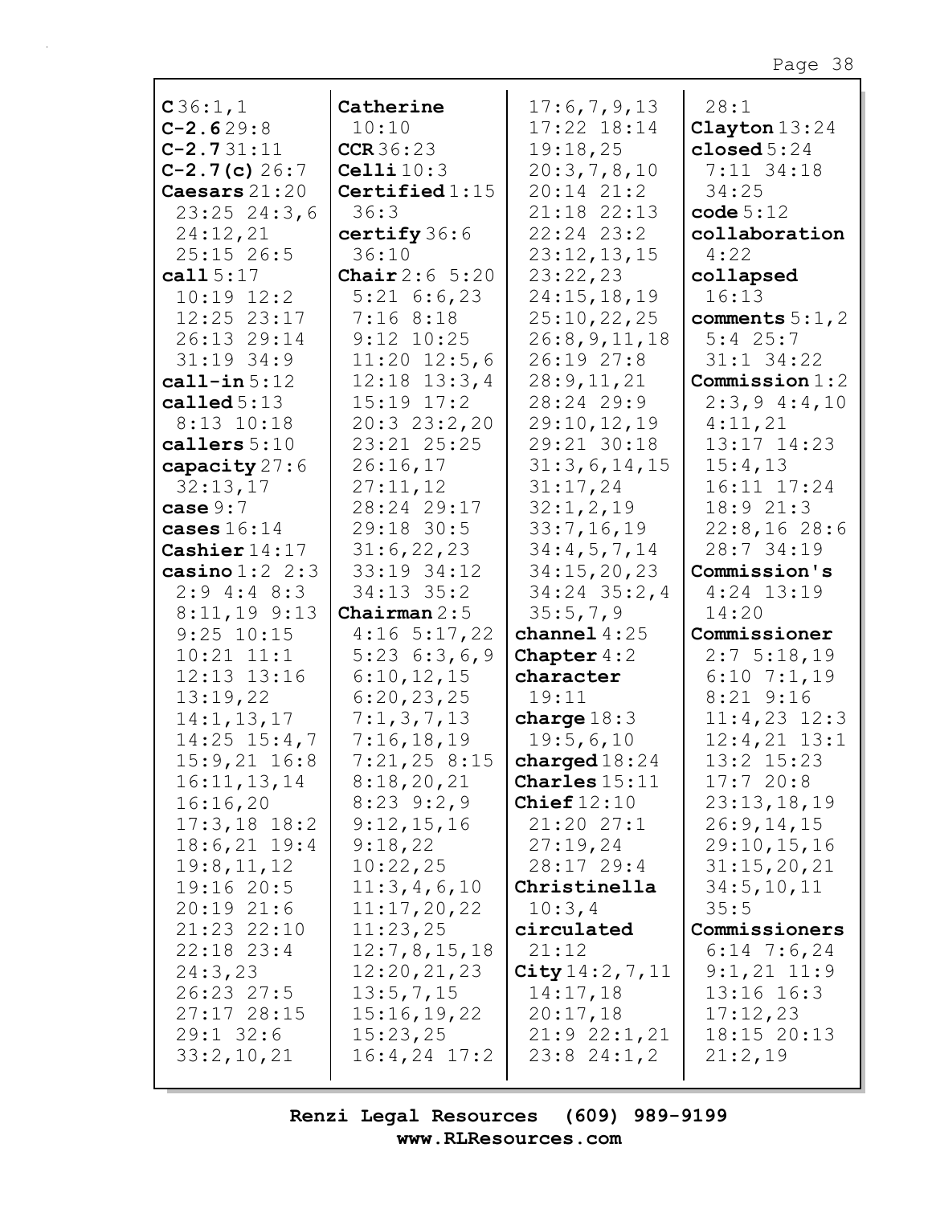**C** 36:1,1
**C-2.6** 29:8
**C-2.7** 31:11
**C-2.7(c)** 26:7
**Caesars** 21:20 23:25 24:3,6 24:12,21 25:15 26:5
**call** 5:17 10:19 12:2 12:25 23:17 26:13 29:14 31:19 34:9
**call-in** 5:12
**called** 5:13 8:13 10:18
**callers** 5:10
**capacity** 27:6 32:13,17
**case** 9:7
**cases** 16:14
**Cashier** 14:17
**casino** 1:2 2:3 2:9 4:4 8:3 8:11,19 9:13 9:25 10:15 10:21 11:1 12:13 13:16 13:19,22 14:1,13,17 14:25 15:4,7 15:9,21 16:8 16:11,13,14 16:16,20 17:3,18 18:2 18:6,21 19:4 19:8,11,12 19:16 20:5 20:19 21:6 21:23 22:10 22:18 23:4 24:3,23 26:23 27:5 27:17 28:15 29:1 32:6 33:2,10,21

**Catherine** 10:10
**CCR** 36:23
**Celli** 10:3
**Certified** 1:15 36:3
**certify** 36:6 36:10
**Chair** 2:6 5:20 5:21 6:6,23 7:16 8:18 9:12 10:25 11:20 12:5,6 12:18 13:3,4 15:19 17:2 20:3 23:2,20 23:21 25:25 26:16,17 27:11,12 28:24 29:17 29:18 30:5 31:6,22,23 33:19 34:12 34:13 35:2
**Chairman** 2:5 4:16 5:17,22 5:23 6:3,6,9 6:10,12,15 6:20,23,25 7:1,3,7,13 7:16,18,19 7:21,25 8:15 8:18,20,21 8:23 9:2,9 9:12,15,16 9:18,22 10:22,25 11:3,4,6,10 11:17,20,22 11:23,25 12:7,8,15,18 12:20,21,23 13:5,7,15 15:16,19,22 15:23,25 16:4,24 17:2 17:6,7,9,13 17:22 18:14 19:18,25 20:3,7,8,10 20:14 21:2 21:18 22:13 22:24 23:2 23:12,13,15 23:22,23 24:15,18,19 25:10,22,25 26:8,9,11,18 26:19 27:8 28:9,11,21 28:24 29:9 29:10,12,19 29:21 30:18 31:3,6,14,15 31:17,24 32:1,2,19 33:7,16,19 34:4,5,7,14 34:15,20,23 34:24 35:2,4 35:5,7,9
**channel** 4:25
**Chapter** 4:2
**character** 19:11
**charge** 18:3 19:5,6,10
**charged** 18:24
**Charles** 15:11
**Chief** 12:10 21:20 27:1 27:19,24 28:17 29:4
**Christinella** 10:3,4
**circulated** 21:12
**City** 14:2,7,11 14:17,18 20:17,18 21:9 22:1,21 23:8 24:1,2 28:1
**Clayton** 13:24
**closed** 5:24 7:11 34:18 34:25
**code** 5:12
**collaboration** 4:22
**collapsed** 16:13
**comments** 5:1,2 5:4 25:7 31:1 34:22
**Commission** 1:2 2:3,9 4:4,10 4:11,21 13:17 14:23 15:4,13 16:11 17:24 18:9 21:3 22:8,16 28:6 28:7 34:19
**Commission's** 4:24 13:19 14:20
**Commissioner** 2:7 5:18,19 6:10 7:1,19 8:21 9:16 11:4,23 12:3 12:4,21 13:1 13:2 15:23 17:7 20:8 23:13,18,19 26:9,14,15 29:10,15,16 31:15,20,21 34:5,10,11 35:5
**Commissioners** 6:14 7:6,24 9:1,21 11:9 13:16 16:3 17:12,23 18:15 20:13 21:2,19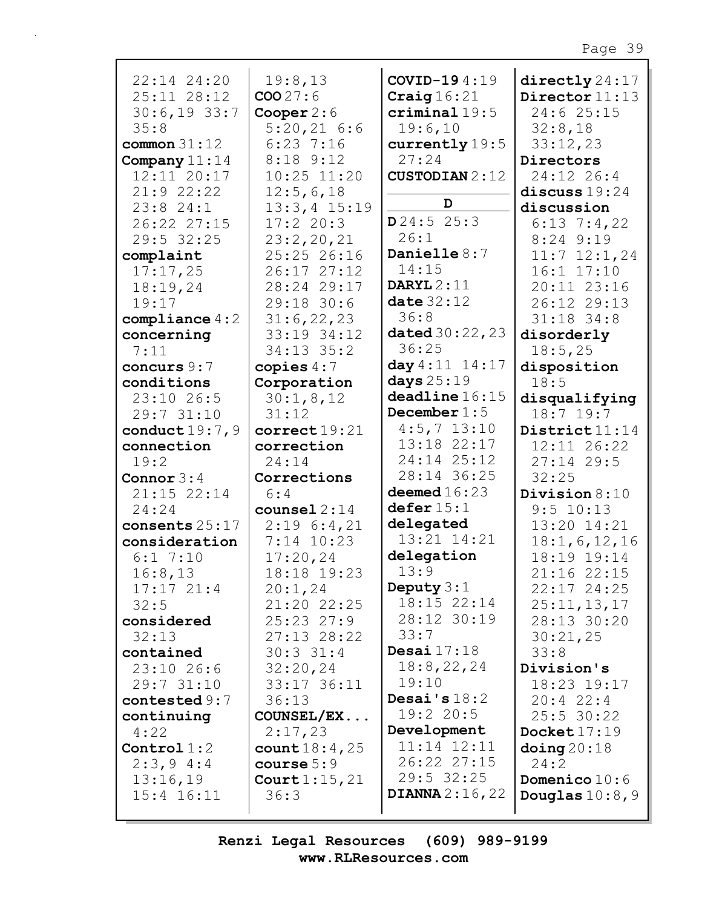22:14 24:20 25:11 28:12 30:6,19 33:7 35:8

**common** 31:12

**Company** 11:14 12:11 20:17 21:9 22:22 23:8 24:1 26:22 27:15 29:5 32:25

**complaint** 17:17,25 18:19,24 19:17

**compliance** 4:2

**concerning** 7:11

**concurs** 9:7

**conditions** 23:10 26:5 29:7 31:10

**conduct** 19:7,9

**connection** 19:2

**Connor** 3:4 21:15 22:14 24:24

**consents** 25:17

**consideration** 6:1 7:10 16:8,13 17:17 21:4 32:5

**considered** 32:13

**contained** 23:10 26:6 29:7 31:10

**contested** 9:7

**continuing** 4:22

**Control** 1:2 2:3,9 4:4 13:16,19 15:4 16:11

19:8,13

**COO** 27:6

**Cooper** 2:6 5:20,21 6:6 6:23 7:16 8:18 9:12 10:25 11:20 12:5,6,18 13:3,4 15:19 17:2 20:3 23:2,20,21 25:25 26:16 26:17 27:12 28:24 29:17 29:18 30:6 31:6,22,23 33:19 34:12 34:13 35:2

**copies** 4:7

**Corporation** 30:1,8,12 31:12

**correct** 19:21

**correction** 24:14

**Corrections** 6:4

**counsel** 2:14 2:19 6:4,21 7:14 10:23 17:20,24 18:18 19:23 20:1,24 21:20 22:25 25:23 27:9 27:13 28:22 30:3 31:4 32:20,24 33:17 36:11 36:13

**COUNSEL/EX...** 2:17,23

**count** 18:4,25

**course** 5:9

**Court** 1:15,21 36:3

**COVID-19** 4:19

**Craig** 16:21

**criminal** 19:5 19:6,10

**currently** 19:5 27:24

**CUSTODIAN** 2:12

**D**

**D** 24:5 25:3 26:1

**Danielle** 8:7 14:15

**DARYL** 2:11

**date** 32:12 36:8

**dated** 30:22,23 36:25

**day** 4:11 14:17

**days** 25:19

**deadline** 16:15

**December** 1:5 4:5,7 13:10 13:18 22:17 24:14 25:12 28:14 36:25

**deemed** 16:23

**defer** 15:1

**delegated** 13:21 14:21

**delegation** 13:9

**Deputy** 3:1 18:15 22:14 28:12 30:19 33:7

**Desai** 17:18 18:8,22,24 19:10

**Desai's** 18:2 19:2 20:5

**Development** 11:14 12:11 26:22 27:15 29:5 32:25

**DIANNA** 2:16,22

**directly** 24:17

**Director** 11:13 24:6 25:15 32:8,18 33:12,23

**Directors** 24:12 26:4

**discuss** 19:24

**discussion** 6:13 7:4,22 8:24 9:19 11:7 12:1,24 16:1 17:10 20:11 23:16 26:12 29:13 31:18 34:8

**disorderly** 18:5,25

**disposition** 18:5

**disqualifying** 18:7 19:7

**District** 11:14 12:11 26:22 27:14 29:5 32:25

**Division** 8:10 9:5 10:13 13:20 14:21 18:1,6,12,16 18:19 19:14 21:16 22:15 22:17 24:25 25:11,13,17 28:13 30:20 30:21,25 33:8

**Division's** 18:23 19:17 20:4 22:4 25:5 30:22

**Docket** 17:19

**doing** 20:18 24:2

**Domenico** 10:6

**Douglas** 10:8,9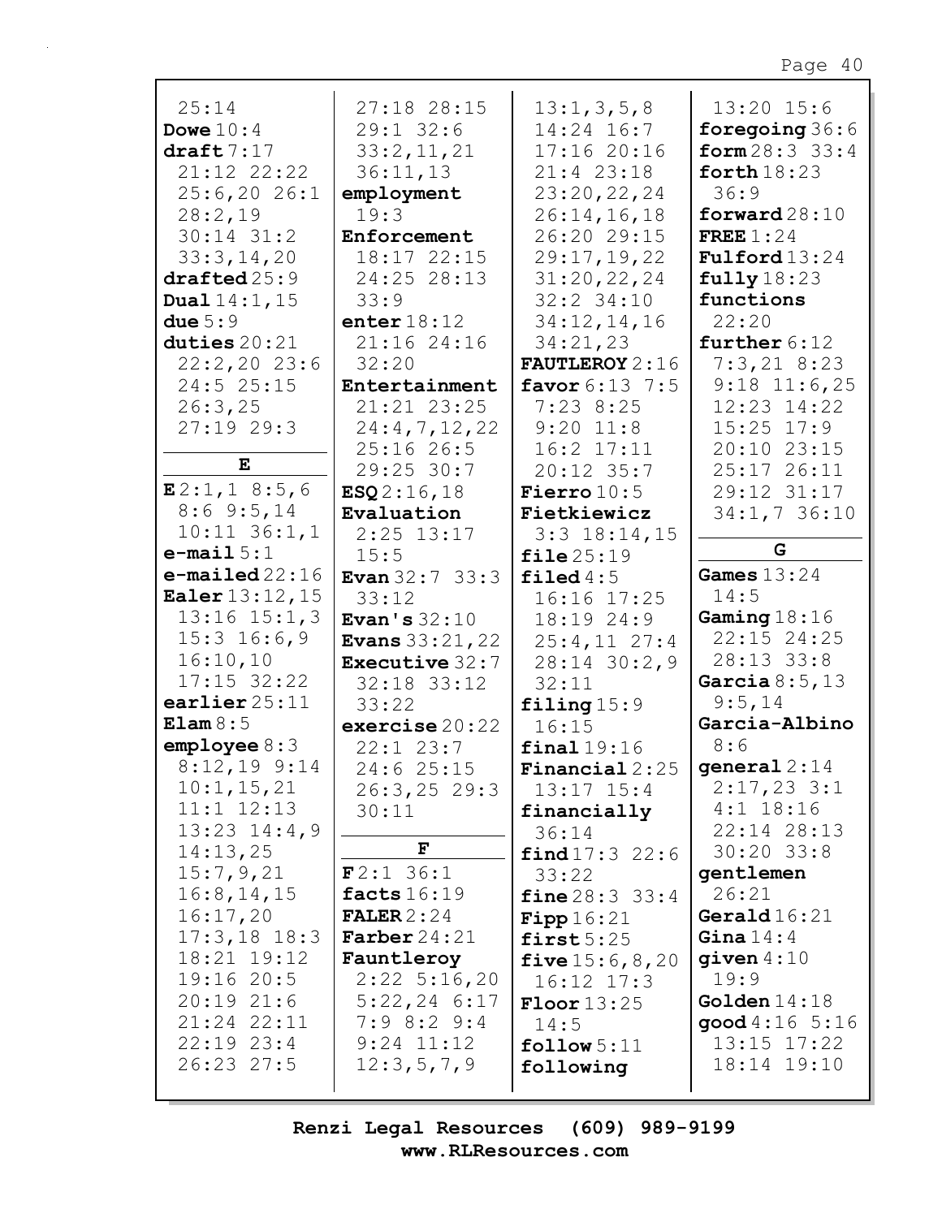25:14
**Dowe** 10:4
**draft** 7:17 21:12 22:22 25:6,20 26:1 28:2,19 30:14 31:2 33:3,14,20
**drafted** 25:9
**Dual** 14:1,15
**due** 5:9
**duties** 20:21 22:2,20 23:6 24:5 25:15 26:3,25 27:19 29:3

**E**

**E** 2:1,1 8:5,6 8:6 9:5,14 10:11 36:1,1
**e-mail** 5:1
**e-mailed** 22:16
**Ealer** 13:12,15 13:16 15:1,3 15:3 16:6,9 16:10,10 17:15 32:22
**earlier** 25:11
**Elam** 8:5
**employee** 8:3 8:12,19 9:14 10:1,15,21 11:1 12:13 13:23 14:4,9 14:13,25 15:7,9,21 16:8,14,15 16:17,20 17:3,18 18:3 18:21 19:12 19:16 20:5 20:19 21:6 21:24 22:11 22:19 23:4 26:23 27:5 27:18 28:15 29:1 32:6 33:2,11,21 36:11,13
**employment** 19:3
**Enforcement** 18:17 22:15 24:25 28:13 33:9
**enter** 18:12 21:16 24:16 32:20
**Entertainment** 21:21 23:25 24:4,7,12,22 25:16 26:5 29:25 30:7
**ESQ** 2:16,18
**Evaluation** 2:25 13:17 15:5
**Evan** 32:7 33:3 33:12
**Evan's** 32:10
**Evans** 33:21,22
**Executive** 32:7 32:18 33:12 33:22
**exercise** 20:22 22:1 23:7 24:6 25:15 26:3,25 29:3 30:11

**F**

**F** 2:1 36:1
**facts** 16:19
**FALER** 2:24
**Farber** 24:21
**Fauntleroy** 2:22 5:16,20 5:22,24 6:17 7:9 8:2 9:4 9:24 11:12 12:3,5,7,9 13:1,3,5,8 14:24 16:7 17:16 20:16 21:4 23:18 23:20,22,24 26:14,16,18 26:20 29:15 29:17,19,22 31:20,22,24 32:2 34:10 34:12,14,16 34:21,23
**FAUTLEROY** 2:16
**favor** 6:13 7:5 7:23 8:25 9:20 11:8 16:2 17:11 20:12 35:7
**Fierro** 10:5
**Fietkiewicz** 3:3 18:14,15
**file** 25:19
**filed** 4:5 16:16 17:25 18:19 24:9 25:4,11 27:4 28:14 30:2,9 32:11
**filing** 15:9 16:15
**final** 19:16
**Financial** 2:25 13:17 15:4
**financially** 36:14
**find** 17:3 22:6 33:22
**fine** 28:3 33:4
**Fipp** 16:21
**first** 5:25
**five** 15:6,8,20 16:12 17:3
**Floor** 13:25 14:5
**follow** 5:11
**following** 13:20 15:6
**foregoing** 36:6
**form** 28:3 33:4
**forth** 18:23 36:9
**forward** 28:10
**FREE** 1:24
**Fulford** 13:24
**fully** 18:23
**functions** 22:20
**further** 6:12 7:3,21 8:23 9:18 11:6,25 12:23 14:22 15:25 17:9 20:10 23:15 25:17 26:11 29:12 31:17 34:1,7 36:10

**G**

**Games** 13:24 14:5
**Gaming** 18:16 22:15 24:25 28:13 33:8
**Garcia** 8:5,13 9:5,14
**Garcia-Albino** 8:6
**general** 2:14 2:17,23 3:1 4:1 18:16 22:14 28:13 30:20 33:8
**gentlemen** 26:21
**Gerald** 16:21
**Gina** 14:4
**given** 4:10 19:9
**Golden** 14:18
**good** 4:16 5:16 13:15 17:22 18:14 19:10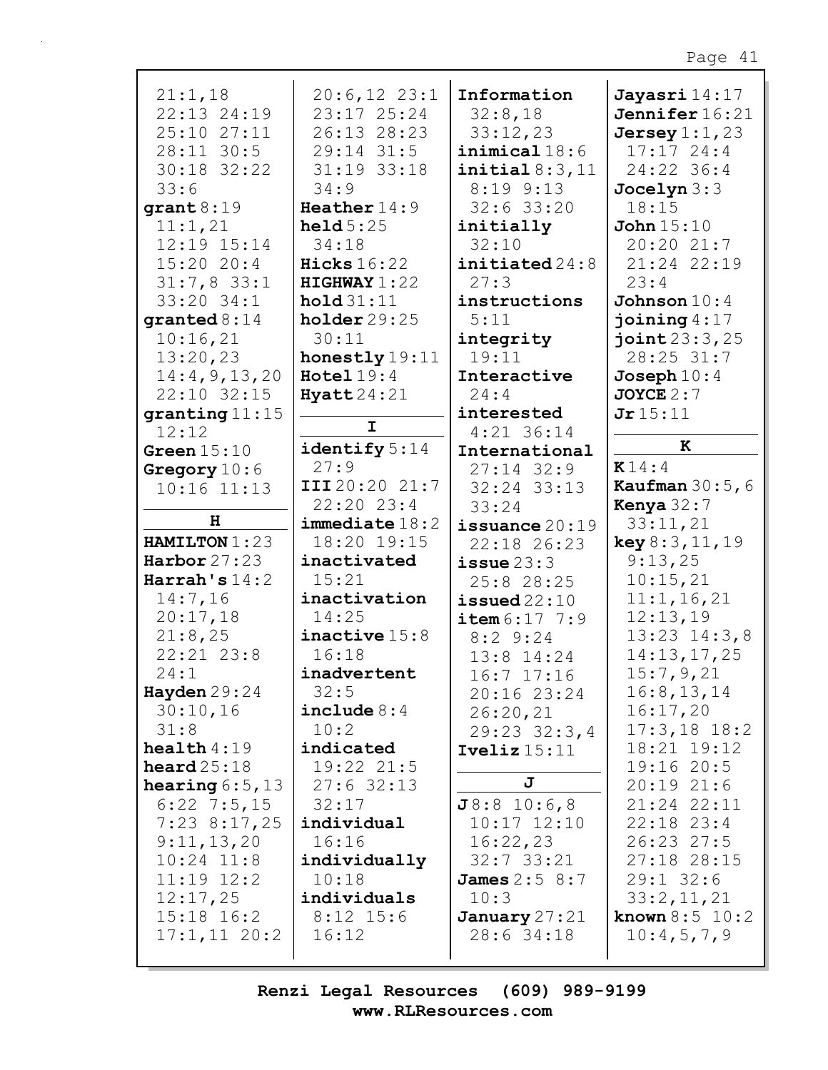21:1,18
22:13 24:19
25:10 27:11
28:11 30:5
30:18 32:22
33:6

**grant** 8:19
11:1,21
12:19 15:14
15:20 20:4
31:7,8 33:1
33:20 34:1

**granted** 8:14
10:16,21
13:20,23
14:4,9,13,20
22:10 32:15

**granting** 11:15
12:12

**Green** 15:10

**Gregory** 10:6
10:16 11:13

**H**

**HAMILTON** 1:23

**Harbor** 27:23

**Harrah's** 14:2
14:7,16
20:17,18
21:8,25
22:21 23:8
24:1

**Hayden** 29:24
30:10,16
31:8

**health** 4:19

**heard** 25:18

**hearing** 6:5,13
6:22 7:5,15
7:23 8:17,25
9:11,13,20
10:24 11:8
11:19 12:2
12:17,25
15:18 16:2
17:1,11 20:2
20:6,12 23:1
23:17 25:24
26:13 28:23
29:14 31:5
31:19 33:18
34:9

**Heather** 14:9

**held** 5:25
34:18

**Hicks** 16:22

**HIGHWAY** 1:22

**hold** 31:11

**holder** 29:25
30:11

**honestly** 19:11

**Hotel** 19:4

**Hyatt** 24:21

**I**

**identify** 5:14
27:9

**III** 20:20 21:7
22:20 23:4

**immediate** 18:2
18:20 19:15

**inactivated**
15:21

**inactivation**
14:25

**inactive** 15:8
16:18

**inadvertent**
32:5

**include** 8:4
10:2

**indicated**
19:22 21:5
27:6 32:13
32:17

**individual**
16:16

**individually**
10:18

**individuals**
8:12 15:6
16:12

**Information**
32:8,18
33:12,23

**inimical** 18:6

**initial** 8:3,11
8:19 9:13
32:6 33:20

**initially**
32:10

**initiated** 24:8
27:3

**instructions**
5:11

**integrity**
19:11

**Interactive**
24:4

**interested**
4:21 36:14

**International**
27:14 32:9
32:24 33:13
33:24

**issuance** 20:19
22:18 26:23

**issue** 23:3
25:8 28:25

**issued** 22:10

**item** 6:17 7:9
8:2 9:24
13:8 14:24
16:7 17:16
20:16 23:24
26:20,21
29:23 32:3,4

**Iveliz** 15:11

**J**

**J** 8:8 10:6,8
10:17 12:10
16:22,23
32:7 33:21

**James** 2:5 8:7
10:3

**January** 27:21
28:6 34:18

**Jayasri** 14:17

**Jennifer** 16:21

**Jersey** 1:1,23
17:17 24:4
24:22 36:4

**Jocelyn** 3:3
18:15

**John** 15:10
20:20 21:7
21:24 22:19
23:4

**Johnson** 10:4

**joining** 4:17

**joint** 23:3,25
28:25 31:7

**Joseph** 10:4

**JOYCE** 2:7

**Jr** 15:11

**K**

**K** 14:4

**Kaufman** 30:5,6

**Kenya** 32:7
33:11,21

**key** 8:3,11,19
9:13,25
10:15,21
11:1,16,21
12:13,19
13:23 14:3,8
14:13,17,25
15:7,9,21
16:8,13,14
16:17,20
17:3,18 18:2
18:21 19:12
19:16 20:5
20:19 21:6
21:24 22:11
22:18 23:4
26:23 27:5
27:18 28:15
29:1 32:6
33:2,11,21

**known** 8:5 10:2
10:4,5,7,9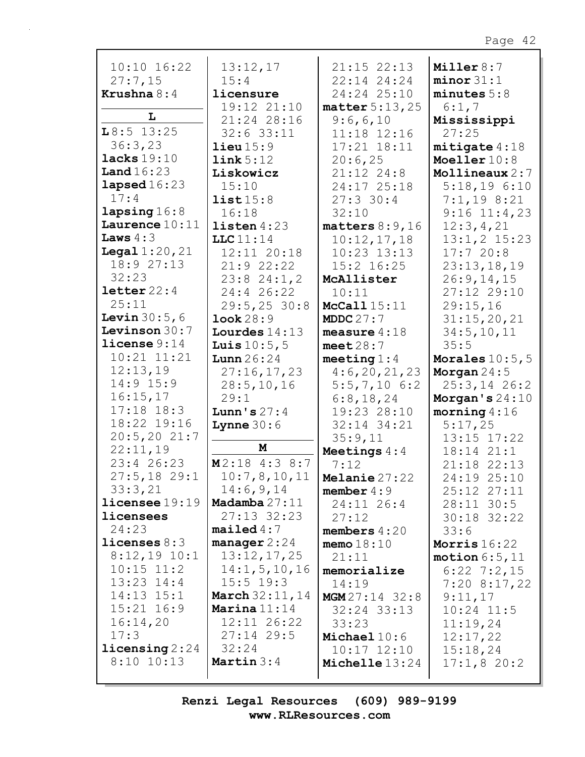10:10 16:22 27:7,15
**Krushna** 8:4

**L**

**L** 8:5 13:25 36:3,23
**lacks** 19:10
**Land** 16:23
**lapsed** 16:23 17:4
**lapsing** 16:8
**Laurence** 10:11
**Laws** 4:3
**Legal** 1:20,21 18:9 27:13 32:23
**letter** 22:4 25:11
**Levin** 30:5,6
**Levinson** 30:7
**license** 9:14 10:21 11:21 12:13,19 14:9 15:9 16:15,17 17:18 18:3 18:22 19:16 20:5,20 21:7 22:11,19 23:4 26:23 27:5,18 29:1 33:3,21
**licensee** 19:19
**licensees** 24:23
**licenses** 8:3 8:12,19 10:1 10:15 11:2 13:23 14:4 14:13 15:1 15:21 16:9 16:14,20 17:3
**licensing** 2:24 8:10 10:13 13:12,17 15:4
**licensure** 19:12 21:10 21:24 28:16 32:6 33:11
**lieu** 15:9
**link** 5:12
**Liskowicz** 15:10
**list** 15:8 16:18
**listen** 4:23
**LLC** 11:14 12:11 20:18 21:9 22:22 23:8 24:1,2 24:4 26:22 29:5,25 30:8
**look** 28:9
**Lourdes** 14:13
**Luis** 10:5,5
**Lunn** 26:24 27:16,17,23 28:5,10,16 29:1
**Lunn's** 27:4
**Lynne** 30:6

**M**

**M** 2:18 4:3 8:7 10:7,8,10,11 14:6,9,14
**Madamba** 27:11 27:13 32:23
**mailed** 4:7
**manager** 2:24 13:12,17,25 14:1,5,10,16 15:5 19:3
**March** 32:11,14
**Marina** 11:14 12:11 26:22 27:14 29:5 32:24
**Martin** 3:4 21:15 22:13 22:14 24:24 24:24 25:10
**matter** 5:13,25 9:6,6,10 11:18 12:16 17:21 18:11 20:6,25 21:12 24:8 24:17 25:18 27:3 30:4 32:10
**matters** 8:9,16 10:12,17,18 10:23 13:13 15:2 16:25
**McAllister** 10:11
**McCall** 15:11
**MDDC** 27:7
**measure** 4:18
**meet** 28:7
**meeting** 1:4 4:6,20,21,23 5:5,7,10 6:2 6:8,18,24 19:23 28:10 32:14 34:21 35:9,11
**Meetings** 4:4 7:12
**Melanie** 27:22
**member** 4:9 24:11 26:4 27:12
**members** 4:20
**memo** 18:10 21:11
**memorialize** 14:19
**MGM** 27:14 32:8 32:24 33:13 33:23
**Michael** 10:6 10:17 12:10
**Michelle** 13:24
**Miller** 8:7
**minor** 31:1
**minutes** 5:8 6:1,7
**Mississippi** 27:25
**mitigate** 4:18
**Moeller** 10:8
**Mollineaux** 2:7 5:18,19 6:10 7:1,19 8:21 9:16 11:4,23 12:3,4,21 13:1,2 15:23 17:7 20:8 23:13,18,19 26:9,14,15 27:12 29:10 29:15,16 31:15,20,21 34:5,10,11 35:5
**Morales** 10:5,5
**Morgan** 24:5 25:3,14 26:2
**Morgan's** 24:10
**morning** 4:16 5:17,25 13:15 17:22 18:14 21:1 21:18 22:13 24:19 25:10 25:12 27:11 28:11 30:5 30:18 32:22 33:6
**Morris** 16:22
**motion** 6:5,11 6:22 7:2,15 7:20 8:17,22 9:11,17 10:24 11:5 11:19,24 12:17,22 15:18,24 17:1,8 20:2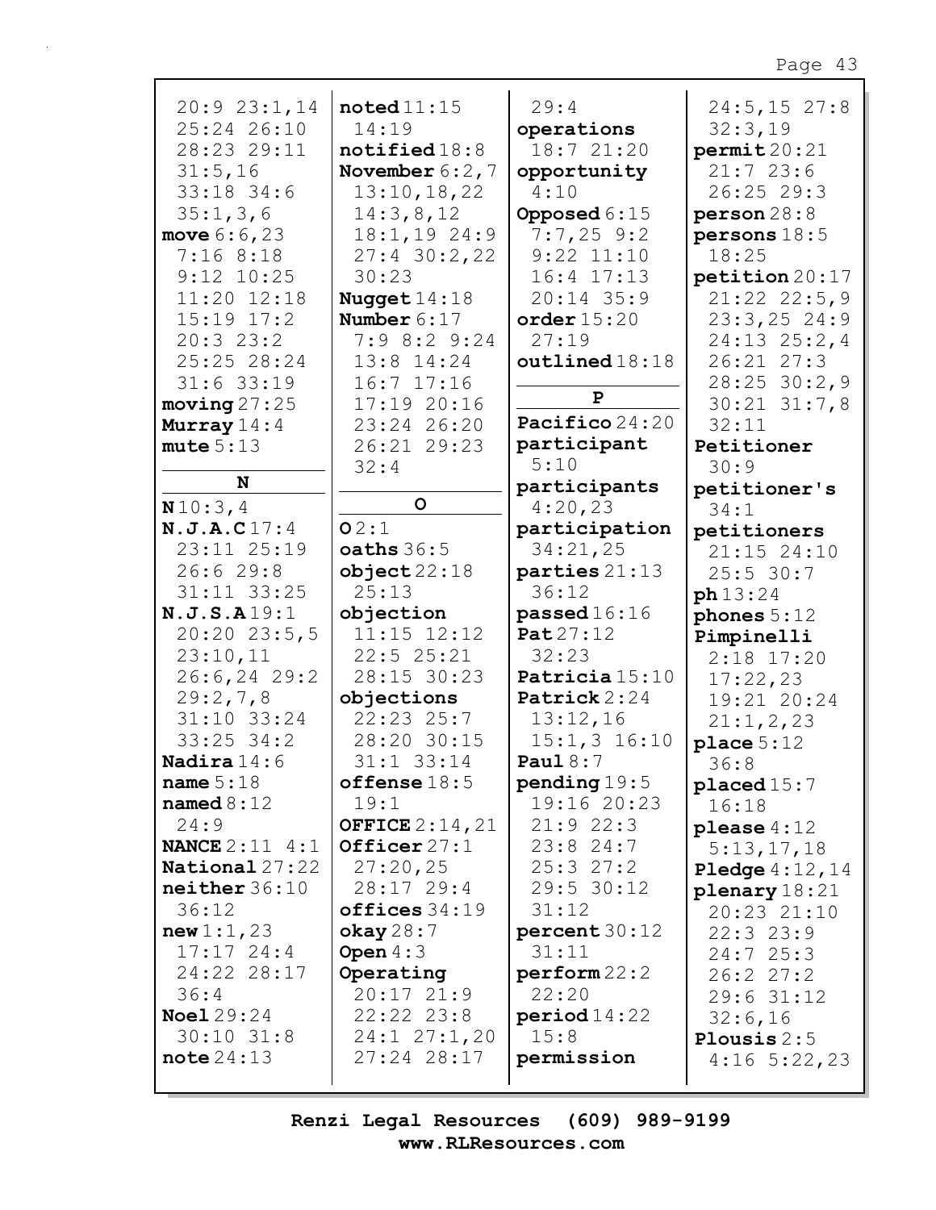20:9 23:1,14 25:24 26:10 28:23 29:11 31:5,16 33:18 34:6 35:1,3,6
**move** 6:6,23 7:16 8:18 9:12 10:25 11:20 12:18 15:19 17:2 20:3 23:2 25:25 28:24 31:6 33:19
**moving** 27:25
**Murray** 14:4
**mute** 5:13

**N**

**N** 10:3,4
**N.J.A.C** 17:4 23:11 25:19 26:6 29:8 31:11 33:25
**N.J.S.A** 19:1 20:20 23:5,5 23:10,11 26:6,24 29:2 29:2,7,8 31:10 33:24 33:25 34:2
**Nadira** 14:6
**name** 5:18
**named** 8:12 24:9
**NANCE** 2:11 4:1
**National** 27:22
**neither** 36:10 36:12
**new** 1:1,23 17:17 24:4 24:22 28:17 36:4
**Noel** 29:24 30:10 31:8
**note** 24:13
**noted** 11:15 14:19
**notified** 18:8
**November** 6:2,7 13:10,18,22 14:3,8,12 18:1,19 24:9 27:4 30:2,22 30:23
**Nugget** 14:18
**Number** 6:17 7:9 8:2 9:24 13:8 14:24 16:7 17:16 17:19 20:16 23:24 26:20 26:21 29:23 32:4

**O**

**O** 2:1
**oaths** 36:5
**object** 22:18 25:13
**objection** 11:15 12:12 22:5 25:21 28:15 30:23
**objections** 22:23 25:7 28:20 30:15 31:1 33:14
**offense** 18:5 19:1
**OFFICE** 2:14,21
**Officer** 27:1 27:20,25 28:17 29:4
**offices** 34:19
**okay** 28:7
**Open** 4:3
**Operating** 20:17 21:9 22:22 23:8 24:1 27:1,20 27:24 28:17 29:4
**operations** 18:7 21:20
**opportunity** 4:10
**Opposed** 6:15 7:7,25 9:2 9:22 11:10 16:4 17:13 20:14 35:9
**order** 15:20 27:19
**outlined** 18:18

**P**

**Pacifico** 24:20
**participant** 5:10
**participants** 4:20,23
**participation** 34:21,25
**parties** 21:13 36:12
**passed** 16:16
**Pat** 27:12 32:23
**Patricia** 15:10
**Patrick** 2:24 13:12,16 15:1,3 16:10
**Paul** 8:7
**pending** 19:5 19:16 20:23 21:9 22:3 23:8 24:7 25:3 27:2 29:5 30:12 31:12
**percent** 30:12 31:11
**perform** 22:2 22:20
**period** 14:22 15:8
**permission** 24:5,15 27:8 32:3,19
**permit** 20:21 21:7 23:6 26:25 29:3
**person** 28:8
**persons** 18:5 18:25
**petition** 20:17 21:22 22:5,9 23:3,25 24:9 24:13 25:2,4 26:21 27:3 28:25 30:2,9 30:21 31:7,8 32:11
**Petitioner** 30:9
**petitioner's** 34:1
**petitioners** 21:15 24:10 25:5 30:7
**ph** 13:24
**phones** 5:12
**Pimpinelli** 2:18 17:20 17:22,23 19:21 20:24 21:1,2,23
**place** 5:12 36:8
**placed** 15:7 16:18
**please** 4:12 5:13,17,18
**Pledge** 4:12,14
**plenary** 18:21 20:23 21:10 22:3 23:9 24:7 25:3 26:2 27:2 29:6 31:12 32:6,16
**Plousis** 2:5 4:16 5:22,23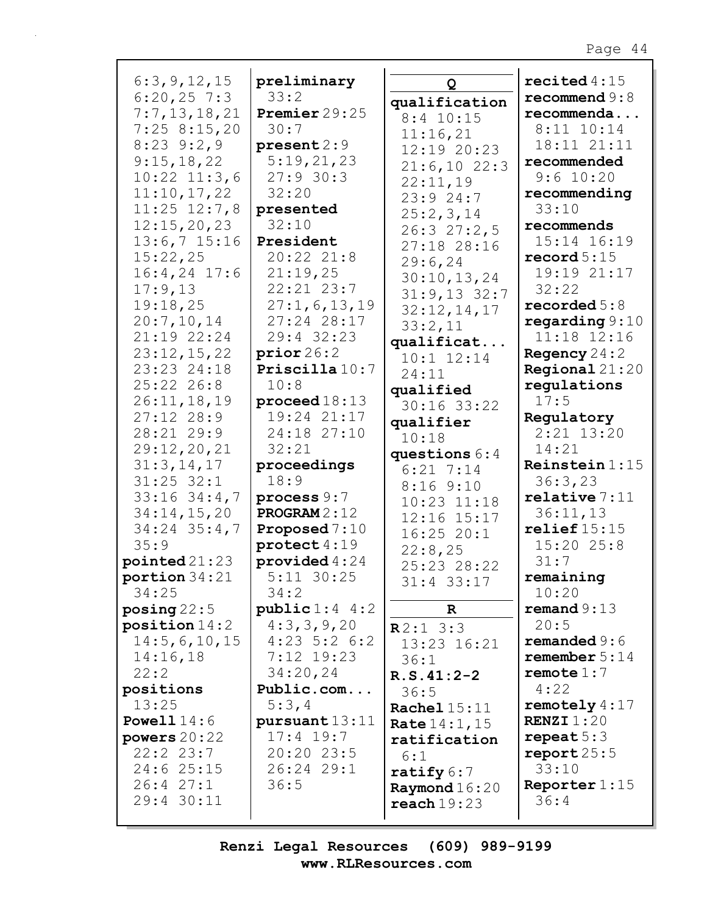6:3,9,12,15
6:20,25 7:3
7:7,13,18,21
7:25 8:15,20
8:23 9:2,9
9:15,18,22
10:22 11:3,6
11:10,17,22
11:25 12:7,8
12:15,20,23
13:6,7 15:16
15:22,25
16:4,24 17:6
17:9,13
19:18,25
20:7,10,14
21:19 22:24
23:12,15,22
23:23 24:18
25:22 26:8
26:11,18,19
27:12 28:9
28:21 29:9
29:12,20,21
31:3,14,17
31:25 32:1
33:16 34:4,7
34:14,15,20
34:24 35:4,7
35:9

**pointed** 21:23
**portion** 34:21
34:25
**posing** 22:5
**position** 14:2
14:5,6,10,15
14:16,18
22:2
**positions**
13:25
**Powell** 14:6
**powers** 20:22
22:2 23:7
24:6 25:15
26:4 27:1
29:4 30:11

**preliminary**
33:2
**Premier** 29:25
30:7
**present** 2:9
5:19,21,23
27:9 30:3
32:20
**presented**
32:10
**President**
20:22 21:8
21:19,25
22:21 23:7
27:1,6,13,19
27:24 28:17
29:4 32:23
**prior** 26:2
**Priscilla** 10:7
10:8
**proceed** 18:13
19:24 21:17
24:18 27:10
32:21
**proceedings**
18:9
**process** 9:7
**PROGRAM** 2:12
**Proposed** 7:10
**protect** 4:19
**provided** 4:24
5:11 30:25
34:2
**public** 1:4 4:2
4:3,3,9,20
4:23 5:2 6:2
7:12 19:23
34:20,24
**Public.com...**
5:3,4
**pursuant** 13:11
17:4 19:7
20:20 23:5
26:24 29:1
36:5

**Q**

**qualification**
8:4 10:15
11:16,21
12:19 20:23
21:6,10 22:3
22:11,19
23:9 24:7
25:2,3,14
26:3 27:2,5
27:18 28:16
29:6,24
30:10,13,24
31:9,13 32:7
32:12,14,17
33:2,11
**qualificat...**
10:1 12:14
24:11
**qualified**
30:16 33:22
**qualifier**
10:18
**questions** 6:4
6:21 7:14
8:16 9:10
10:23 11:18
12:16 15:17
16:25 20:1
22:8,25
25:23 28:22
31:4 33:17

**R**

**R** 2:1 3:3
13:23 16:21
36:1
**R.S.41:2-2**
36:5
**Rachel** 15:11
**Rate** 14:1,15
**ratification**
6:1
**ratify** 6:7
**Raymond** 16:20
**reach** 19:23

**recited** 4:15
**recommend** 9:8
**recommenda...**
8:11 10:14
18:11 21:11
**recommended**
9:6 10:20
**recommending**
33:10
**recommends**
15:14 16:19
**record** 5:15
19:19 21:17
32:22
**recorded** 5:8
**regarding** 9:10
11:18 12:16
**Regency** 24:2
**Regional** 21:20
**regulations**
17:5
**Regulatory**
2:21 13:20
14:21
**Reinstein** 1:15
36:3,23
**relative** 7:11
36:11,13
**relief** 15:15
15:20 25:8
31:7
**remaining**
10:20
**remand** 9:13
20:5
**remanded** 9:6
**remember** 5:14
**remote** 1:7
4:22
**remotely** 4:17
**RENZI** 1:20
**repeat** 5:3
**report** 25:5
33:10
**Reporter** 1:15
36:4

**Renzi Legal Resources (609) 989-9199**
**www.RLResources.com**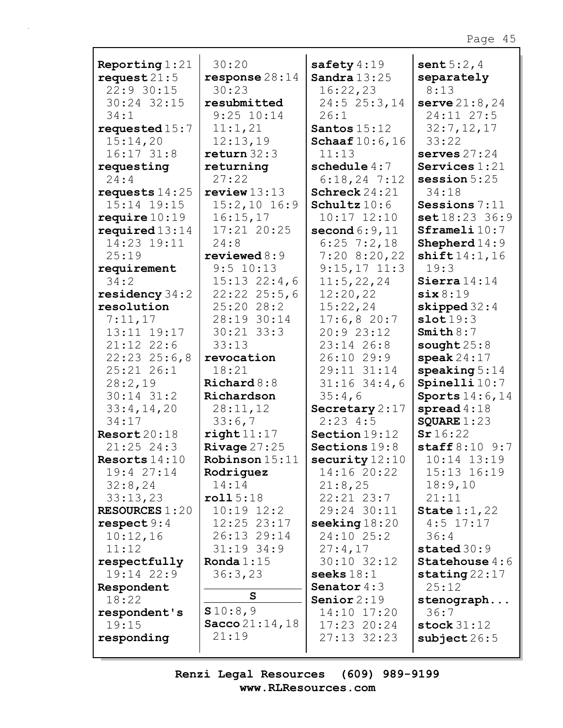**Reporting** 1:21
**request** 21:5 22:9 30:15 30:24 32:15 34:1
**requested** 15:7 15:14,20 16:17 31:8
**requesting** 24:4
**requests** 14:25 15:14 19:15
**require** 10:19
**required** 13:14 14:23 19:11 25:19
**requirement** 34:2
**residency** 34:2
**resolution** 7:11,17 13:11 19:17 21:12 22:6 22:23 25:6,8 25:21 26:1 28:2,19 30:14 31:2 33:4,14,20 34:17
**Resort** 20:18 21:25 24:3
**Resorts** 14:10 19:4 27:14 32:8,24 33:13,23
**RESOURCES** 1:20
**respect** 9:4 10:12,16 11:12
**respectfully** 19:14 22:9
**Respondent** 18:22
**respondent's** 19:15
**responding** 30:20
**response** 28:14 30:23
**resubmitted** 9:25 10:14 11:1,21 12:13,19
**return** 32:3
**returning** 27:22
**review** 13:13 15:2,10 16:9 16:15,17 17:21 20:25 24:8
**reviewed** 8:9 9:5 10:13 15:13 22:4,6 22:22 25:5,6 25:20 28:2 28:19 30:14 30:21 33:3 33:13
**revocation** 18:21
**Richard** 8:8
**Richardson** 28:11,12 33:6,7
**right** 11:17
**Rivage** 27:25
**Robinson** 15:11
**Rodriguez** 14:14
**roll** 5:18 10:19 12:2 12:25 23:17 26:13 29:14 31:19 34:9
**Ronda** 1:15 36:3,23

**S**

**S** 10:8,9
**Sacco** 21:14,18 21:19
**safety** 4:19
**Sandra** 13:25 16:22,23 24:5 25:3,14 26:1
**Santos** 15:12
**Schaaf** 10:6,16 11:13
**schedule** 4:7 6:18,24 7:12
**Schreck** 24:21
**Schultz** 10:6 10:17 12:10
**second** 6:9,11 6:25 7:2,18 7:20 8:20,22 9:15,17 11:3 11:5,22,24 12:20,22 15:22,24 17:6,8 20:7 20:9 23:12 23:14 26:8 26:10 29:9 29:11 31:14 31:16 34:4,6 35:4,6
**Secretary** 2:17 2:23 4:5
**Section** 19:12
**Sections** 19:8
**security** 12:10 14:16 20:22 21:8,25 22:21 23:7 29:24 30:11
**seeking** 18:20 24:10 25:2 27:4,17 30:10 32:12
**seeks** 18:1
**Senator** 4:3
**Senior** 2:19 14:10 17:20 17:23 20:24 27:13 32:23
**sent** 5:2,4
**separately** 8:13
**serve** 21:8,24 24:11 27:5 32:7,12,17 33:22
**serves** 27:24
**Services** 1:21
**session** 5:25 34:18
**Sessions** 7:11
**set** 18:23 36:9
**Sframeli** 10:7
**Shepherd** 14:9
**shift** 14:1,16 19:3
**Sierra** 14:14
**six** 8:19
**skipped** 32:4
**slot** 19:3
**Smith** 8:7
**sought** 25:8
**speak** 24:17
**speaking** 5:14
**Spinelli** 10:7
**Sports** 14:6,14
**spread** 4:18
**SQUARE** 1:23
**Sr** 16:22
**staff** 8:10 9:7 10:14 13:19 15:13 16:19 18:9,10 21:11
**State** 1:1,22 4:5 17:17 36:4
**stated** 30:9
**Statehouse** 4:6
**stating** 22:17 25:12
**stenograph...** 36:7
**stock** 31:12
**subject** 26:5

Renzi Legal Resources (609) 989-9199
www.RLResources.com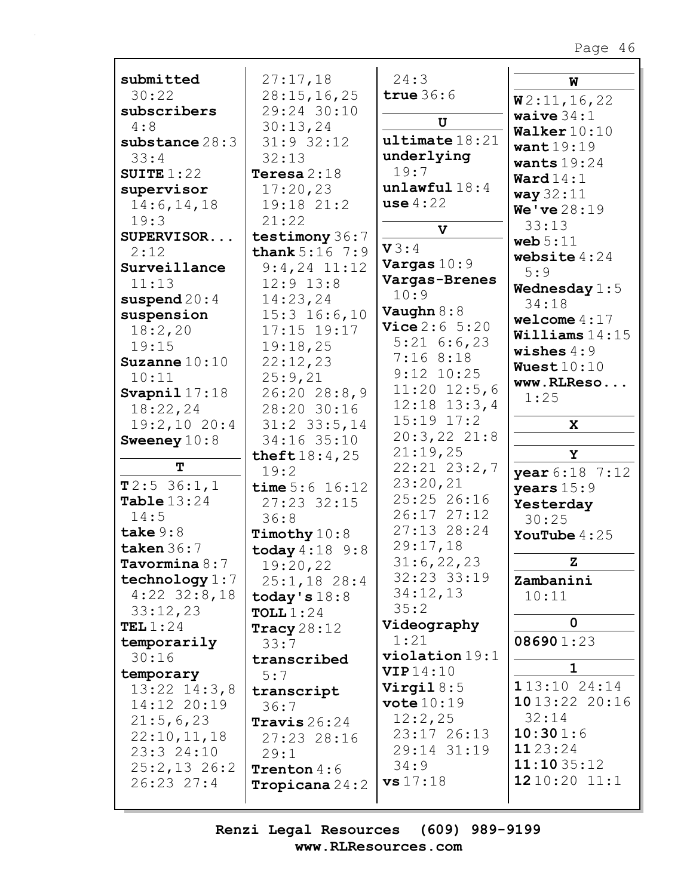**submitted** 30:22
**subscribers** 4:8
**substance** 28:3 33:4
**SUITE** 1:22
**supervisor** 14:6,14,18 19:3
**SUPERVISOR...** 2:12
**Surveillance** 11:13
**suspend** 20:4
**suspension** 18:2,20 19:15
**Suzanne** 10:10 10:11
**Svapnil** 17:18 18:22,24 19:2,10 20:4
**Sweeney** 10:8

**T**

**T** 2:5 36:1,1
**Table** 13:24 14:5
**take** 9:8
**taken** 36:7
**Tavormina** 8:7
**technology** 1:7 4:22 32:8,18 33:12,23
**TEL** 1:24
**temporarily** 30:16
**temporary** 13:22 14:3,8 14:12 20:19 21:5,6,23 22:10,11,18 23:3 24:10 25:2,13 26:2 26:23 27:4 27:17,18 28:15,16,25 29:24 30:10 30:13,24 31:9 32:12 32:13
**Teresa** 2:18 17:20,23 19:18 21:2 21:22
**testimony** 36:7
**thank** 5:16 7:9 9:4,24 11:12 12:9 13:8 14:23,24 15:3 16:6,10 17:15 19:17 19:18,25 22:12,23 25:9,21 26:20 28:8,9 28:20 30:16 31:2 33:5,14 34:16 35:10
**theft** 18:4,25 19:2
**time** 5:6 16:12 27:23 32:15 36:8
**Timothy** 10:8
**today** 4:18 9:8 19:20,22 25:1,18 28:4
**today's** 18:8
**TOLL** 1:24
**Tracy** 28:12 33:7
**transcribed** 5:7
**transcript** 36:7
**Travis** 26:24 27:23 28:16 29:1
**Trenton** 4:6
**Tropicana** 24:2 24:3
**true** 36:6

**U**

**ultimate** 18:21
**underlying** 19:7
**unlawful** 18:4
**use** 4:22

**V**

**V** 3:4
**Vargas** 10:9
**Vargas-Brenes** 10:9
**Vaughn** 8:8
**Vice** 2:6 5:20 5:21 6:6,23 7:16 8:18 9:12 10:25 11:20 12:5,6 12:18 13:3,4 15:19 17:2 20:3,22 21:8 21:19,25 22:21 23:2,7 23:20,21 25:25 26:16 26:17 27:12 27:13 28:24 29:17,18 31:6,22,23 32:23 33:19 34:12,13 35:2
**Videography** 1:21
**violation** 19:1
**VIP** 14:10
**Virgil** 8:5
**vote** 10:19 12:2,25 23:17 26:13 29:14 31:19 34:9
**vs** 17:18

**W**

**W** 2:11,16,22
**waive** 34:1
**Walker** 10:10
**want** 19:19
**wants** 19:24
**Ward** 14:1
**way** 32:11
**We've** 28:19 33:13
**web** 5:11
**website** 4:24 5:9
**Wednesday** 1:5 34:18
**welcome** 4:17
**Williams** 14:15
**wishes** 4:9
**Wuest** 10:10
**www.RLReso...** 1:25

**X**

**Y**

**year** 6:18 7:12
**years** 15:9
**Yesterday** 30:25
**YouTube** 4:25

**Z**

**Zambanini** 10:11

**0**

**08690** 1:23

**1**

**1** 13:10 24:14
**10** 13:22 20:16 32:14
**10:30** 1:6
**11** 23:24
**11:10** 35:12
**12** 10:20 11:1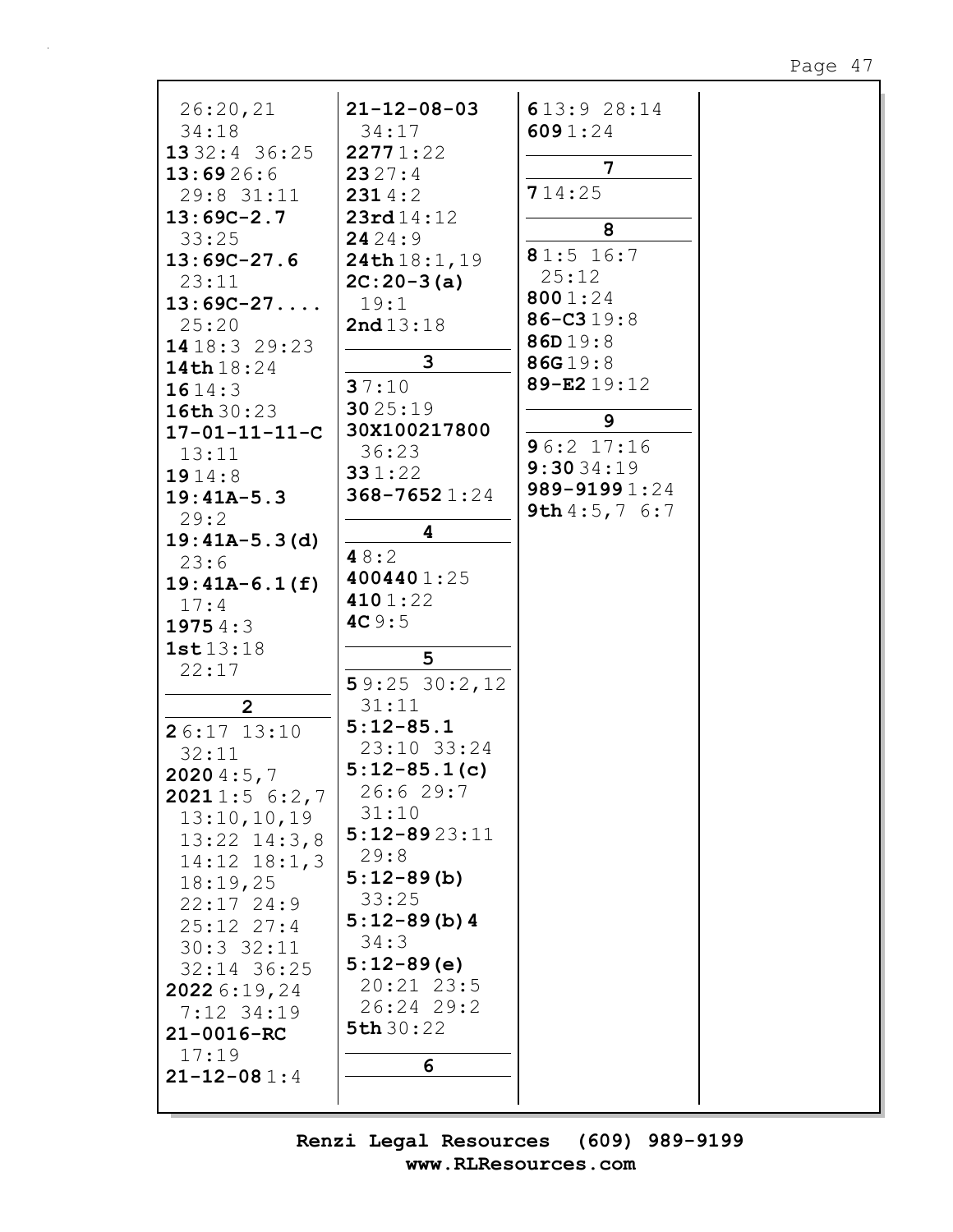26:20,21
34:18
**13** 32:4 36:25
**13:69** 26:6
29:8 31:11
**13:69C-2.7**
33:25
**13:69C-27.6**
23:11
**13:69C-27....**
25:20
**14** 18:3 29:23
**14th** 18:24
**16** 14:3
**16th** 30:23
**17-01-11-11-C**
13:11
**19** 14:8
**19:41A-5.3**
29:2
**19:41A-5.3(d)**
23:6
**19:41A-6.1(f)**
17:4
**1975** 4:3
**1st** 13:18
22:17

**2**

**2** 6:17 13:10
32:11
**2020** 4:5,7
**2021** 1:5 6:2,7
13:10,10,19
13:22 14:3,8
14:12 18:1,3
18:19,25
22:17 24:9
25:12 27:4
30:3 32:11
32:14 36:25
**2022** 6:19,24
7:12 34:19
**21-0016-RC**
17:19
**21-12-08** 1:4
**21-12-08-03**
34:17
**2277** 1:22
**23** 27:4
**231** 4:2
**23rd** 14:12
**24** 24:9
**24th** 18:1,19
**2C:20-3(a)**
19:1
**2nd** 13:18

**3**

**3** 7:10
**30** 25:19
**30X100217800**
36:23
**33** 1:22
**368-7652** 1:24

**4**

**4** 8:2
**400440** 1:25
**410** 1:22
**4C** 9:5

**5**

**5** 9:25 30:2,12
31:11
**5:12-85.1**
23:10 33:24
**5:12-85.1(c)**
26:6 29:7
31:10
**5:12-89** 23:11
29:8
**5:12-89(b)**
33:25
**5:12-89(b)4**
34:3
**5:12-89(e)**
20:21 23:5
26:24 29:2
**5th** 30:22

**6**

**6** 13:9 28:14
**609** 1:24

**7**

**7** 14:25

**8**

**8** 1:5 16:7
25:12
**800** 1:24
**86-C3** 19:8
**86D** 19:8
**86G** 19:8
**89-E2** 19:12

**9**

**9** 6:2 17:16
**9:30** 34:19
**989-9199** 1:24
**9th** 4:5,7 6:7

**Renzi Legal Resources (609) 989-9199**
**www.RLResources.com**